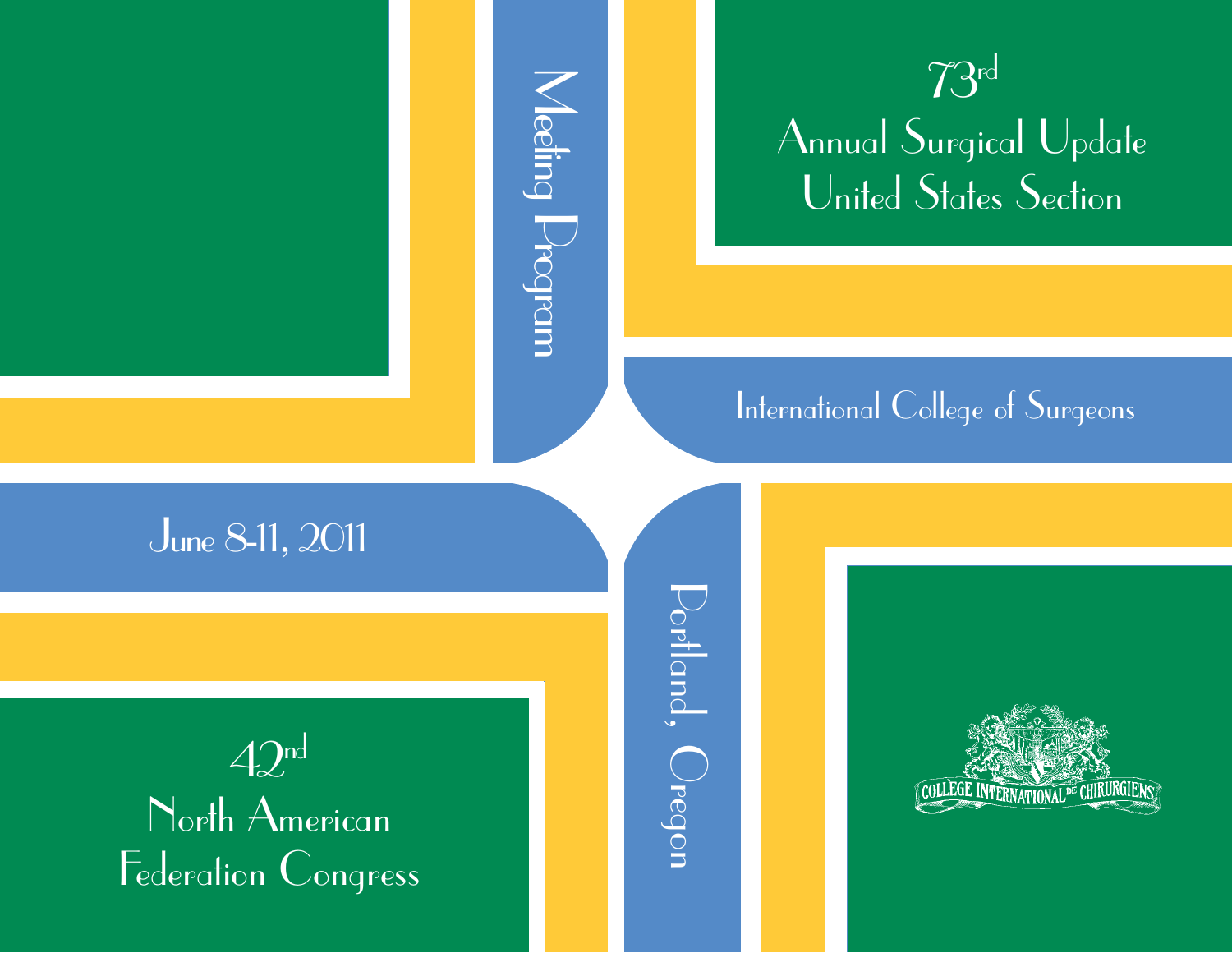# 73rd Annual Surgical Update United States Section

## International College of Surgeons

## 42nd North American Federation Congress

Meeting Program

June 8-11, 2011

Portland, Oregon

COLLÈGE INTERNATIONAL DE CHIRURGIENS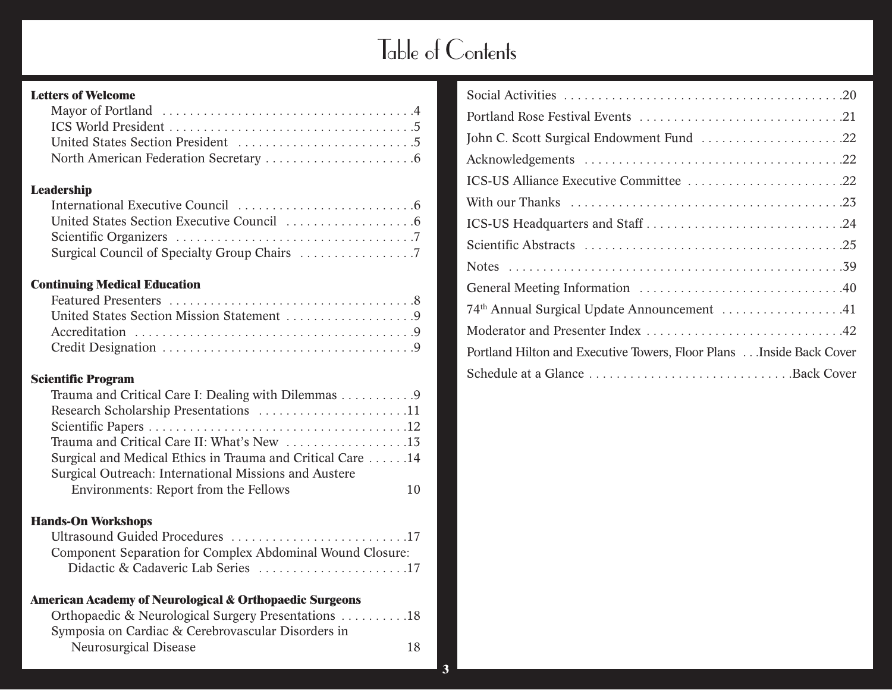# Table of Contents

**Letters of Welcome**

- Mayor of Portland .....4
- ICS World President .....5
- United States Section President .....5
- North American Federation Secretary .....6

**Leadership**

- International Executive Council .....6
- United States Section Executive Council .....6
- Scientific Organizers .....7
- Surgical Council of Specialty Group Chairs .....7

**Continuing Medical Education**

- Featured Presenters .....8
- United States Section Mission Statement .....9
- Accreditation .....9
- Credit Designation .....9

**Scientific Program**

- Trauma and Critical Care I: Dealing with Dilemmas .....9
- Research Scholarship Presentations .....11
- Scientific Papers .....12
- Trauma and Critical Care II: What's New .....13
- Surgical and Medical Ethics in Trauma and Critical Care .....14
- Surgical Outreach: International Missions and Austere Environments: Report from the Fellows 10

**Hands-On Workshops**

- Ultrasound Guided Procedures .....17
- Component Separation for Complex Abdominal Wound Closure: Didactic & Cadaveric Lab Series .....17

**American Academy of Neurological & Orthopaedic Surgeons**

- Orthopaedic & Neurological Surgery Presentations .....18
- Symposia on Cardiac & Cerebrovascular Disorders in Neurosurgical Disease 18

---

- Social Activities .....20
- Portland Rose Festival Events .....21
- John C. Scott Surgical Endowment Fund .....22
- Acknowledgements .....22
- ICS-US Alliance Executive Committee .....22
- With our Thanks .....23
- ICS-US Headquarters and Staff .....24
- Scientific Abstracts .....25
- Notes .....39
- General Meeting Information .....40
- 74th Annual Surgical Update Announcement .....41
- Moderator and Presenter Index .....42
- Portland Hilton and Executive Towers, Floor Plans .....Inside Back Cover
- Schedule at a Glance .....Back Cover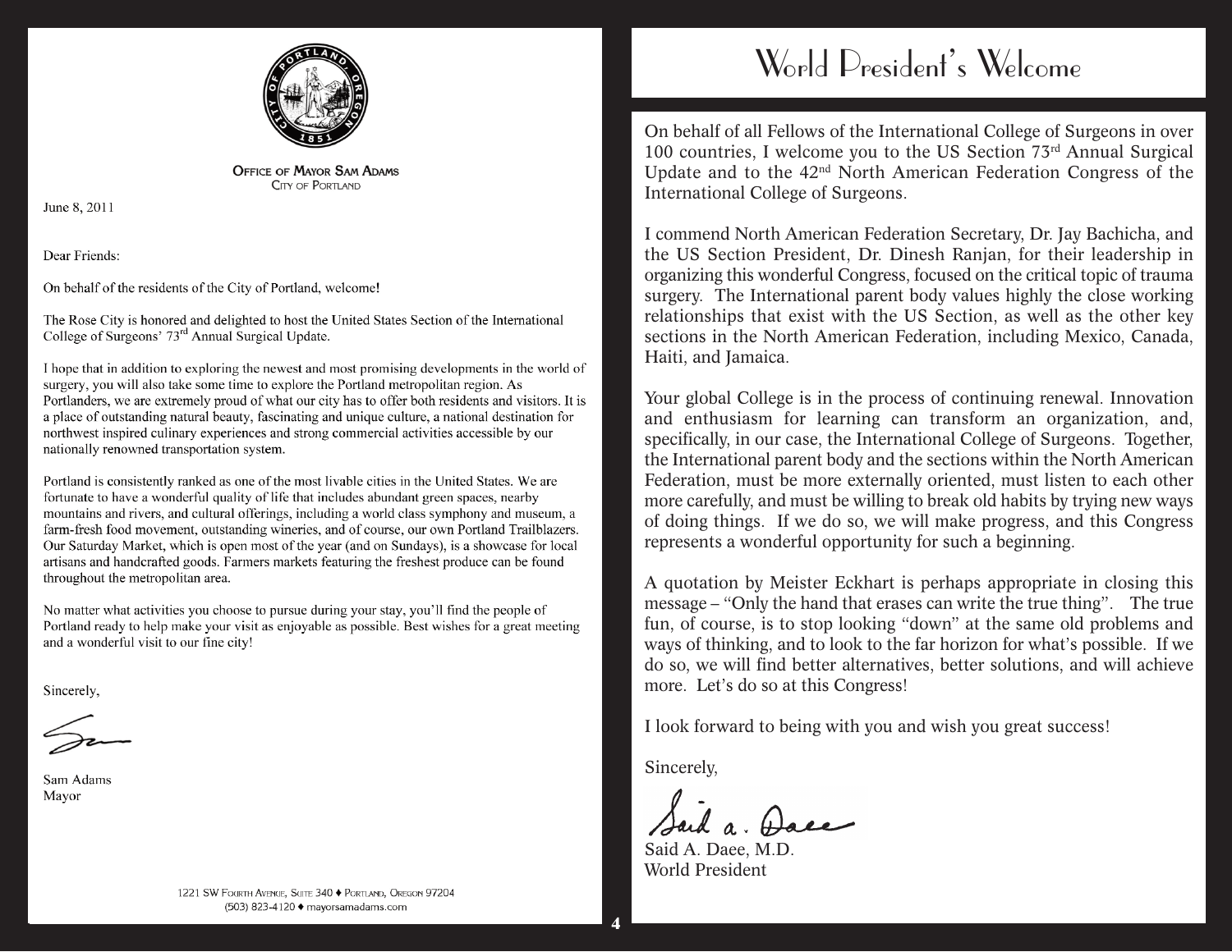**OFFICE OF MAYOR SAM ADAMS**
CITY OF PORTLAND

June 8, 2011

Dear Friends:

On behalf of the residents of the City of Portland, welcome!

The Rose City is honored and delighted to host the United States Section of the International College of Surgeons' 73rd Annual Surgical Update.

I hope that in addition to exploring the newest and most promising developments in the world of surgery, you will also take some time to explore the Portland metropolitan region. As Portlanders, we are extremely proud of what our city has to offer both residents and visitors. It is a place of outstanding natural beauty, fascinating and unique culture, a national destination for northwest inspired culinary experiences and strong commercial activities accessible by our nationally renowned transportation system.

Portland is consistently ranked as one of the most livable cities in the United States. We are fortunate to have a wonderful quality of life that includes abundant green spaces, nearby mountains and rivers, and cultural offerings, including a world class symphony and museum, a farm-fresh food movement, outstanding wineries, and of course, our own Portland Trailblazers. Our Saturday Market, which is open most of the year (and on Sundays), is a showcase for local artisans and handcrafted goods. Farmers markets featuring the freshest produce can be found throughout the metropolitan area.

No matter what activities you choose to pursue during your stay, you'll find the people of Portland ready to help make your visit as enjoyable as possible. Best wishes for a great meeting and a wonderful visit to our fine city!

Sincerely,

Sam Adams
Mayor

1221 SW Fourth Avenue, Suite 340 ♦ Portland, Oregon 97204
(503) 823-4120 ♦ mayorsamadams.com

# World President's Welcome

On behalf of all Fellows of the International College of Surgeons in over 100 countries, I welcome you to the US Section 73rd Annual Surgical Update and to the 42nd North American Federation Congress of the International College of Surgeons.

I commend North American Federation Secretary, Dr. Jay Bachicha, and the US Section President, Dr. Dinesh Ranjan, for their leadership in organizing this wonderful Congress, focused on the critical topic of trauma surgery. The International parent body values highly the close working relationships that exist with the US Section, as well as the other key sections in the North American Federation, including Mexico, Canada, Haiti, and Jamaica.

Your global College is in the process of continuing renewal. Innovation and enthusiasm for learning can transform an organization, and, specifically, in our case, the International College of Surgeons. Together, the International parent body and the sections within the North American Federation, must be more externally oriented, must listen to each other more carefully, and must be willing to break old habits by trying new ways of doing things. If we do so, we will make progress, and this Congress represents a wonderful opportunity for such a beginning.

A quotation by Meister Eckhart is perhaps appropriate in closing this message – "Only the hand that erases can write the true thing". The true fun, of course, is to stop looking "down" at the same old problems and ways of thinking, and to look to the far horizon for what's possible. If we do so, we will find better alternatives, better solutions, and will achieve more. Let's do so at this Congress!

I look forward to being with you and wish you great success!

Sincerely,

Said A. Daee, M.D.
World President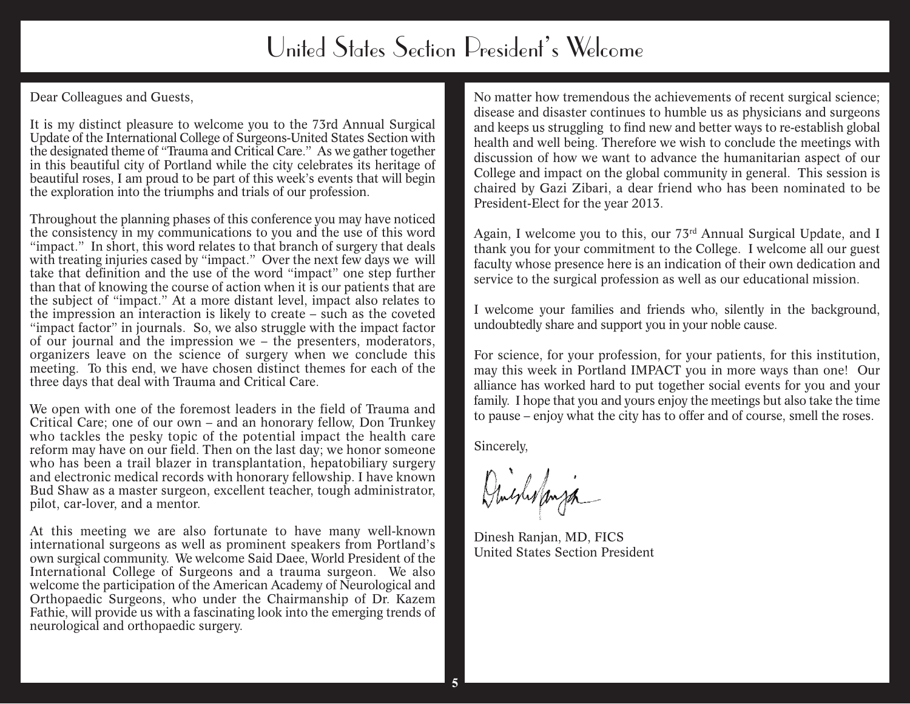# United States Section President's Welcome

Dear Colleagues and Guests,

It is my distinct pleasure to welcome you to the 73rd Annual Surgical Update of the International College of Surgeons-United States Section with the designated theme of "Trauma and Critical Care." As we gather together in this beautiful city of Portland while the city celebrates its heritage of beautiful roses, I am proud to be part of this week's events that will begin the exploration into the triumphs and trials of our profession.

Throughout the planning phases of this conference you may have noticed the consistency in my communications to you and the use of this word "impact." In short, this word relates to that branch of surgery that deals with treating injuries cased by "impact." Over the next few days we will take that definition and the use of the word "impact" one step further than that of knowing the course of action when it is our patients that are the subject of "impact." At a more distant level, impact also relates to the impression an interaction is likely to create – such as the coveted "impact factor" in journals. So, we also struggle with the impact factor of our journal and the impression we – the presenters, moderators, organizers leave on the science of surgery when we conclude this meeting. To this end, we have chosen distinct themes for each of the three days that deal with Trauma and Critical Care.

We open with one of the foremost leaders in the field of Trauma and Critical Care; one of our own – and an honorary fellow, Don Trunkey who tackles the pesky topic of the potential impact the health care reform may have on our field. Then on the last day; we honor someone who has been a trail blazer in transplantation, hepatobiliary surgery and electronic medical records with honorary fellowship. I have known Bud Shaw as a master surgeon, excellent teacher, tough administrator, pilot, car-lover, and a mentor.

At this meeting we are also fortunate to have many well-known international surgeons as well as prominent speakers from Portland's own surgical community. We welcome Said Daee, World President of the International College of Surgeons and a trauma surgeon. We also welcome the participation of the American Academy of Neurological and Orthopaedic Surgeons, who under the Chairmanship of Dr. Kazem Fathie, will provide us with a fascinating look into the emerging trends of neurological and orthopaedic surgery.

No matter how tremendous the achievements of recent surgical science; disease and disaster continues to humble us as physicians and surgeons and keeps us struggling to find new and better ways to re-establish global health and well being. Therefore we wish to conclude the meetings with discussion of how we want to advance the humanitarian aspect of our College and impact on the global community in general. This session is chaired by Gazi Zibari, a dear friend who has been nominated to be President-Elect for the year 2013.

Again, I welcome you to this, our 73rd Annual Surgical Update, and I thank you for your commitment to the College. I welcome all our guest faculty whose presence here is an indication of their own dedication and service to the surgical profession as well as our educational mission.

I welcome your families and friends who, silently in the background, undoubtedly share and support you in your noble cause.

For science, for your profession, for your patients, for this institution, may this week in Portland IMPACT you in more ways than one! Our alliance has worked hard to put together social events for you and your family. I hope that you and yours enjoy the meetings but also take the time to pause – enjoy what the city has to offer and of course, smell the roses.

Sincerely,

Dinesh Ranjan, MD, FICS
United States Section President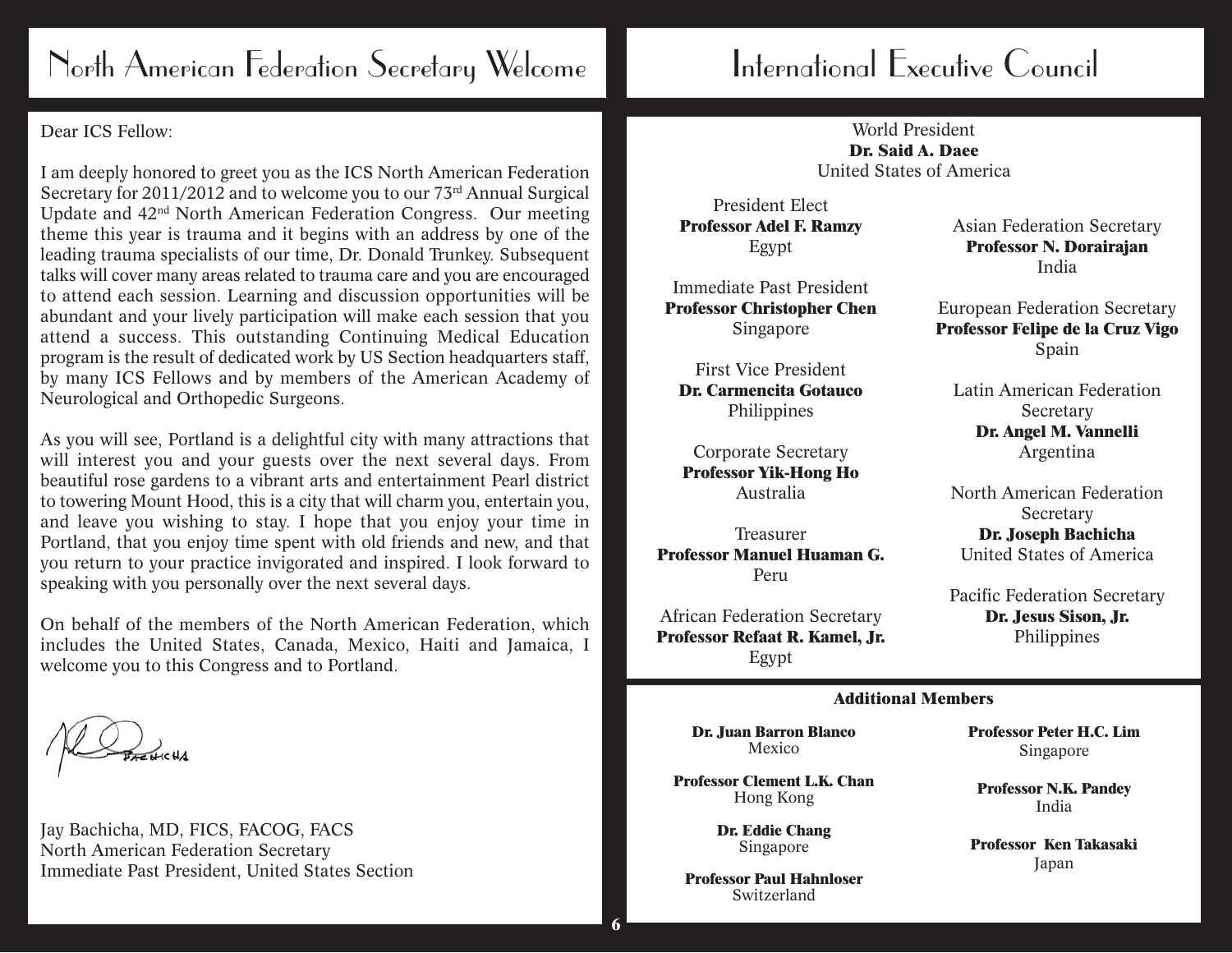# North American Federation Secretary Welcome

Dear ICS Fellow:

I am deeply honored to greet you as the ICS North American Federation Secretary for 2011/2012 and to welcome you to our 73rd Annual Surgical Update and 42nd North American Federation Congress. Our meeting theme this year is trauma and it begins with an address by one of the leading trauma specialists of our time, Dr. Donald Trunkey. Subsequent talks will cover many areas related to trauma care and you are encouraged to attend each session. Learning and discussion opportunities will be abundant and your lively participation will make each session that you attend a success. This outstanding Continuing Medical Education program is the result of dedicated work by US Section headquarters staff, by many ICS Fellows and by members of the American Academy of Neurological and Orthopedic Surgeons.

As you will see, Portland is a delightful city with many attractions that will interest you and your guests over the next several days. From beautiful rose gardens to a vibrant arts and entertainment Pearl district to towering Mount Hood, this is a city that will charm you, entertain you, and leave you wishing to stay. I hope that you enjoy your time in Portland, that you enjoy time spent with old friends and new, and that you return to your practice invigorated and inspired. I look forward to speaking with you personally over the next several days.

On behalf of the members of the North American Federation, which includes the United States, Canada, Mexico, Haiti and Jamaica, I welcome you to this Congress and to Portland.

Jay Bachicha, MD, FICS, FACOG, FACS
North American Federation Secretary
Immediate Past President, United States Section

# International Executive Council

World President
**Dr. Said A. Daee**
United States of America

President Elect
**Professor Adel F. Ramzy**
Egypt

Immediate Past President
**Professor Christopher Chen**
Singapore

First Vice President
**Dr. Carmencita Gotauco**
Philippines

Corporate Secretary
**Professor Yik-Hong Ho**
Australia

Treasurer
**Professor Manuel Huaman G.**
Peru

African Federation Secretary
**Professor Refaat R. Kamel, Jr.**
Egypt

Asian Federation Secretary
**Professor N. Dorairajan**
India

European Federation Secretary
**Professor Felipe de la Cruz Vigo**
Spain

Latin American Federation Secretary
**Dr. Angel M. Vannelli**
Argentina

North American Federation Secretary
**Dr. Joseph Bachicha**
United States of America

Pacific Federation Secretary
**Dr. Jesus Sison, Jr.**
Philippines

## Additional Members

**Dr. Juan Barron Blanco**
Mexico

**Professor Clement L.K. Chan**
Hong Kong

**Dr. Eddie Chang**
Singapore

**Professor Paul Hahnloser**
Switzerland

**Professor Peter H.C. Lim**
Singapore

**Professor N.K. Pandey**
India

**Professor Ken Takasaki**
Japan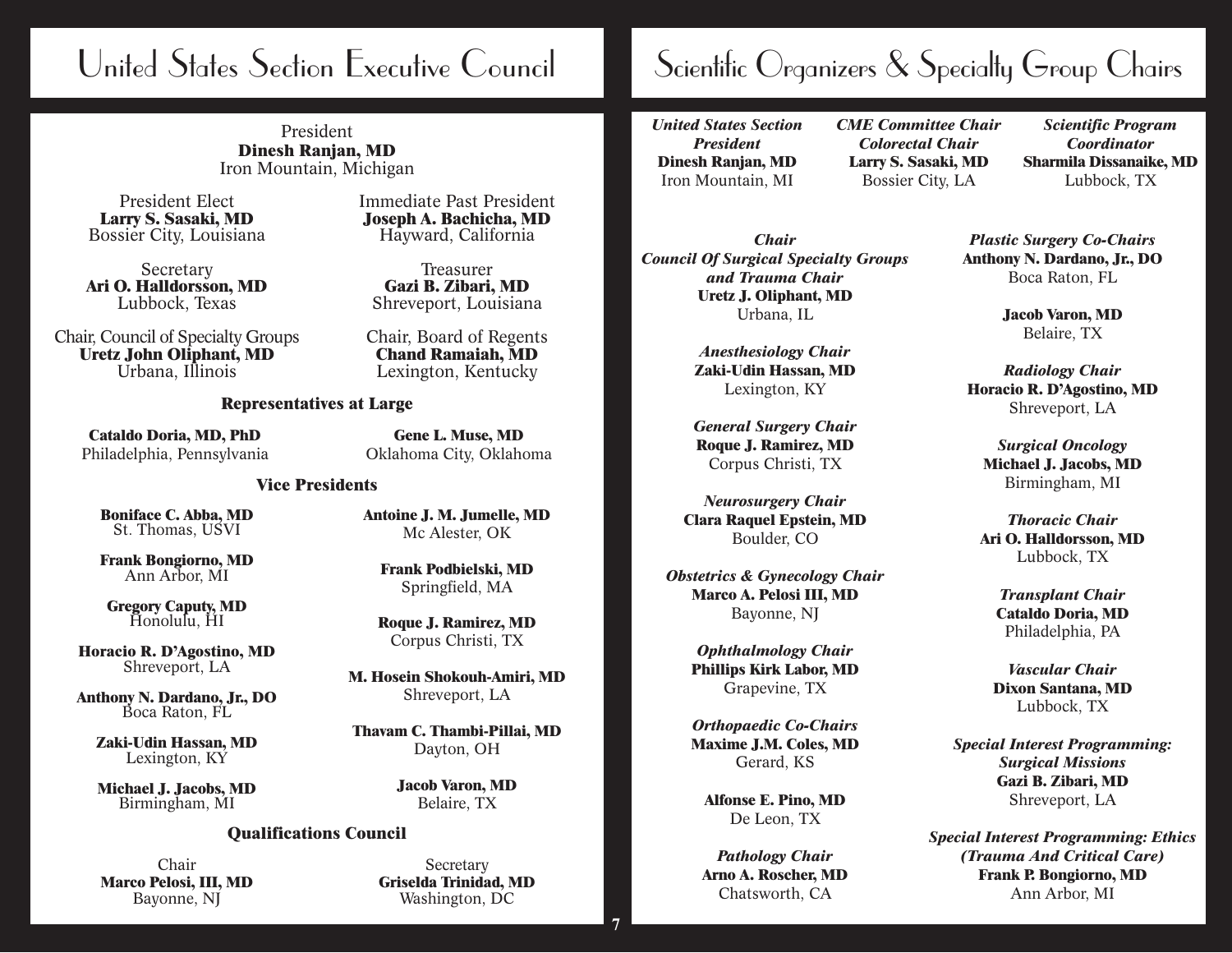# United States Section Executive Council

President
**Dinesh Ranjan, MD**
Iron Mountain, Michigan

President Elect
**Larry S. Sasaki, MD**
Bossier City, Louisiana

Immediate Past President
**Joseph A. Bachicha, MD**
Hayward, California

Secretary
**Ari O. Halldorsson, MD**
Lubbock, Texas

Treasurer
**Gazi B. Zibari, MD**
Shreveport, Louisiana

Chair, Council of Specialty Groups
**Uretz John Oliphant, MD**
Urbana, Illinois

Chair, Board of Regents
**Chand Ramaiah, MD**
Lexington, Kentucky

### Representatives at Large

**Cataldo Doria, MD, PhD**
Philadelphia, Pennsylvania

**Gene L. Muse, MD**
Oklahoma City, Oklahoma

### Vice Presidents

**Boniface C. Abba, MD**
St. Thomas, USVI

**Frank Bongiorno, MD**
Ann Arbor, MI

**Gregory Caputy, MD**
Honolulu, HI

**Horacio R. D'Agostino, MD**
Shreveport, LA

**Anthony N. Dardano, Jr., DO**
Boca Raton, FL

**Zaki-Udin Hassan, MD**
Lexington, KY

**Michael J. Jacobs, MD**
Birmingham, MI

**Antoine J. M. Jumelle, MD**
Mc Alester, OK

**Frank Podbielski, MD**
Springfield, MA

**Roque J. Ramirez, MD**
Corpus Christi, TX

**M. Hosein Shokouh-Amiri, MD**
Shreveport, LA

**Thavam C. Thambi-Pillai, MD**
Dayton, OH

**Jacob Varon, MD**
Belaire, TX

### Qualifications Council

Chair
**Marco Pelosi, III, MD**
Bayonne, NJ

Secretary
**Griselda Trinidad, MD**
Washington, DC

# Scientific Organizers & Specialty Group Chairs

*United States Section President*
**Dinesh Ranjan, MD**
Iron Mountain, MI

*CME Committee Chair*
*Colorectal Chair*
**Larry S. Sasaki, MD**
Bossier City, LA

*Scientific Program Coordinator*
**Sharmila Dissanaike, MD**
Lubbock, TX

*Chair*
*Council Of Surgical Specialty Groups and Trauma Chair*
**Uretz J. Oliphant, MD**
Urbana, IL

*Anesthesiology Chair*
**Zaki-Udin Hassan, MD**
Lexington, KY

*General Surgery Chair*
**Roque J. Ramirez, MD**
Corpus Christi, TX

*Neurosurgery Chair*
**Clara Raquel Epstein, MD**
Boulder, CO

*Obstetrics & Gynecology Chair*
**Marco A. Pelosi III, MD**
Bayonne, NJ

*Ophthalmology Chair*
**Phillips Kirk Labor, MD**
Grapevine, TX

*Orthopaedic Co-Chairs*
**Maxime J.M. Coles, MD**
Gerard, KS

**Alfonse E. Pino, MD**
De Leon, TX

*Pathology Chair*
**Arno A. Roscher, MD**
Chatsworth, CA

*Plastic Surgery Co-Chairs*
**Anthony N. Dardano, Jr., DO**
Boca Raton, FL

**Jacob Varon, MD**
Belaire, TX

*Radiology Chair*
**Horacio R. D'Agostino, MD**
Shreveport, LA

*Surgical Oncology*
**Michael J. Jacobs, MD**
Birmingham, MI

*Thoracic Chair*
**Ari O. Halldorsson, MD**
Lubbock, TX

*Transplant Chair*
**Cataldo Doria, MD**
Philadelphia, PA

*Vascular Chair*
**Dixon Santana, MD**
Lubbock, TX

*Special Interest Programming: Surgical Missions*
**Gazi B. Zibari, MD**
Shreveport, LA

*Special Interest Programming: Ethics (Trauma And Critical Care)*
**Frank P. Bongiorno, MD**
Ann Arbor, MI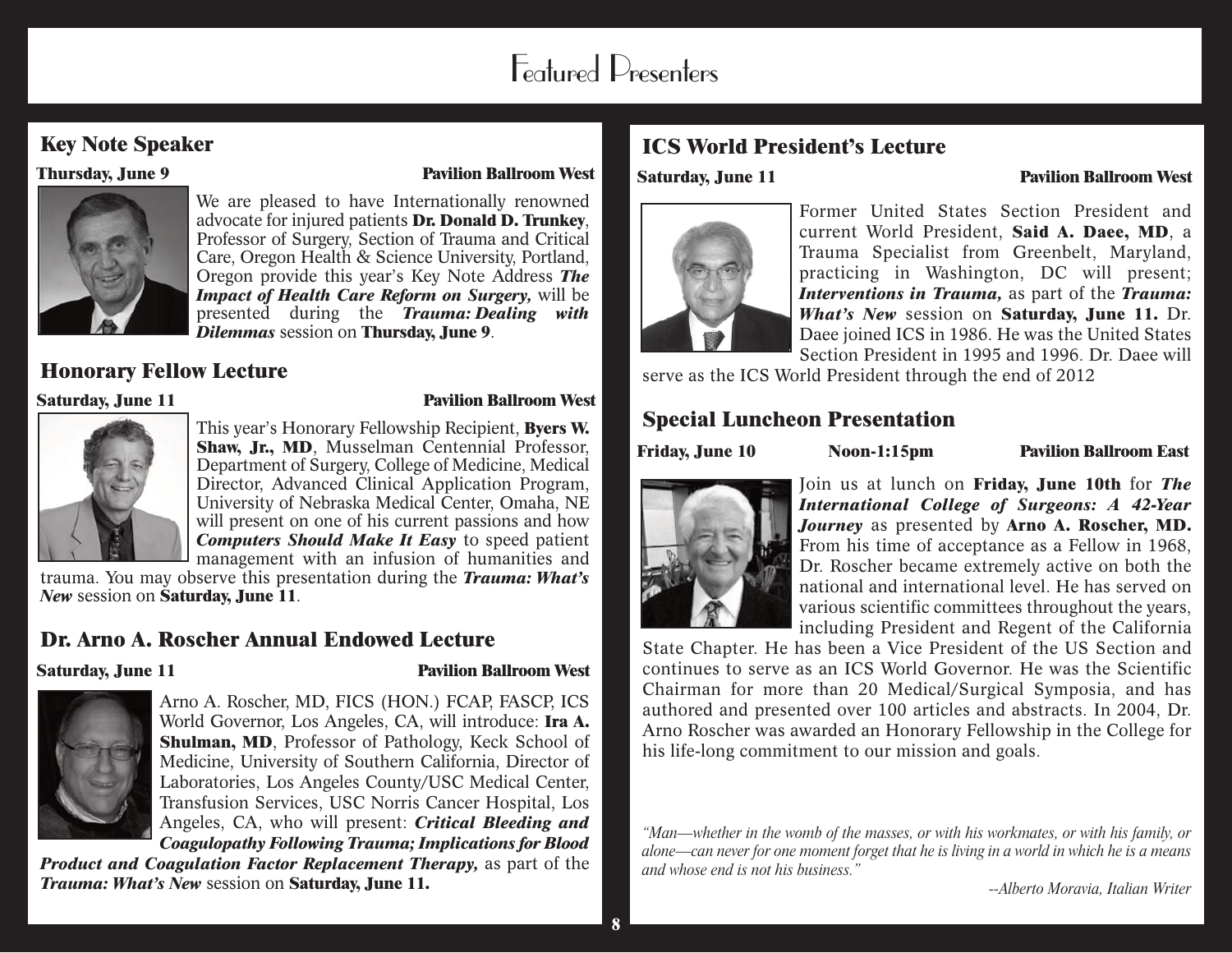# Featured Presenters

## Key Note Speaker

**Thursday, June 9** **Pavilion Ballroom West**

We are pleased to have Internationally renowned advocate for injured patients **Dr. Donald D. Trunkey**, Professor of Surgery, Section of Trauma and Critical Care, Oregon Health & Science University, Portland, Oregon provide this year's Key Note Address ***The Impact of Health Care Reform on Surgery,*** will be presented during the ***Trauma: Dealing with Dilemmas*** session on **Thursday, June 9**.

## Honorary Fellow Lecture

**Saturday, June 11** **Pavilion Ballroom West**

This year's Honorary Fellowship Recipient, **Byers W. Shaw, Jr., MD**, Musselman Centennial Professor, Department of Surgery, College of Medicine, Medical Director, Advanced Clinical Application Program, University of Nebraska Medical Center, Omaha, NE will present on one of his current passions and how ***Computers Should Make It Easy*** to speed patient management with an infusion of humanities and trauma. You may observe this presentation during the ***Trauma: What's New*** session on **Saturday, June 11**.

## Dr. Arno A. Roscher Annual Endowed Lecture

**Saturday, June 11** **Pavilion Ballroom West**

Arno A. Roscher, MD, FICS (HON.) FCAP, FASCP, ICS World Governor, Los Angeles, CA, will introduce: **Ira A. Shulman, MD**, Professor of Pathology, Keck School of Medicine, University of Southern California, Director of Laboratories, Los Angeles County/USC Medical Center, Transfusion Services, USC Norris Cancer Hospital, Los Angeles, CA, who will present: ***Critical Bleeding and Coagulopathy Following Trauma; Implications for Blood Product and Coagulation Factor Replacement Therapy,*** as part of the ***Trauma: What's New*** session on **Saturday, June 11.**

## ICS World President's Lecture

**Saturday, June 11** **Pavilion Ballroom West**

Former United States Section President and current World President, **Said A. Daee, MD**, a Trauma Specialist from Greenbelt, Maryland, practicing in Washington, DC will present; ***Interventions in Trauma,*** as part of the ***Trauma: What's New*** session on **Saturday, June 11.** Dr. Daee joined ICS in 1986. He was the United States Section President in 1995 and 1996. Dr. Daee will serve as the ICS World President through the end of 2012

## Special Luncheon Presentation

**Friday, June 10** **Noon-1:15pm** **Pavilion Ballroom East**

Join us at lunch on **Friday, June 10th** for ***The International College of Surgeons: A 42-Year Journey*** as presented by **Arno A. Roscher, MD.** From his time of acceptance as a Fellow in 1968, Dr. Roscher became extremely active on both the national and international level. He has served on various scientific committees throughout the years, including President and Regent of the California State Chapter. He has been a Vice President of the US Section and continues to serve as an ICS World Governor. He was the Scientific Chairman for more than 20 Medical/Surgical Symposia, and has authored and presented over 100 articles and abstracts. In 2004, Dr. Arno Roscher was awarded an Honorary Fellowship in the College for his life-long commitment to our mission and goals.

*"Man—whether in the womb of the masses, or with his workmates, or with his family, or alone—can never for one moment forget that he is living in a world in which he is a means and whose end is not his business."*

*--Alberto Moravia, Italian Writer*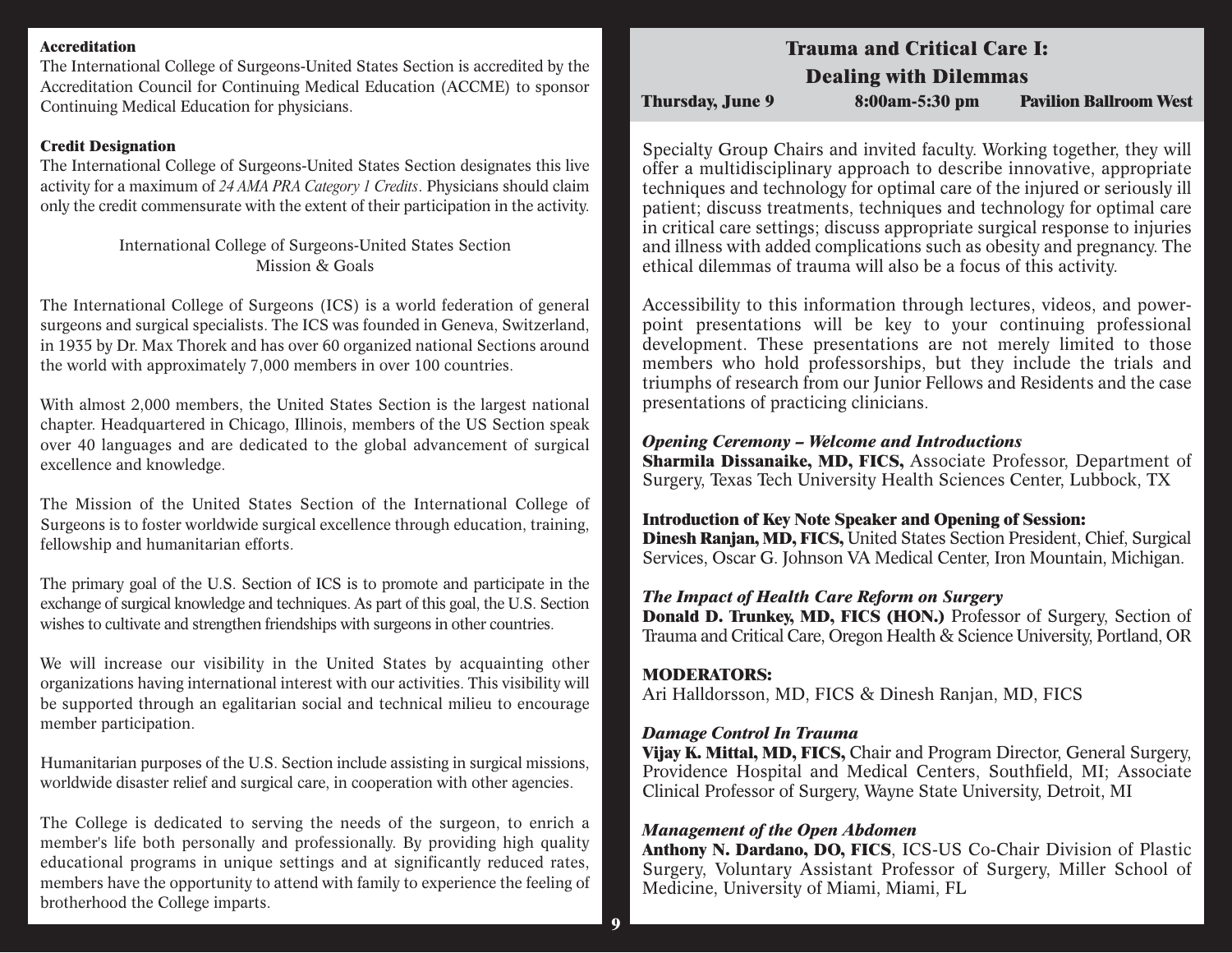**Accreditation**

The International College of Surgeons-United States Section is accredited by the Accreditation Council for Continuing Medical Education (ACCME) to sponsor Continuing Medical Education for physicians.

**Credit Designation**

The International College of Surgeons-United States Section designates this live activity for a maximum of *24 AMA PRA Category 1 Credits*. Physicians should claim only the credit commensurate with the extent of their participation in the activity.

International College of Surgeons-United States Section
Mission & Goals

The International College of Surgeons (ICS) is a world federation of general surgeons and surgical specialists. The ICS was founded in Geneva, Switzerland, in 1935 by Dr. Max Thorek and has over 60 organized national Sections around the world with approximately 7,000 members in over 100 countries.

With almost 2,000 members, the United States Section is the largest national chapter. Headquartered in Chicago, Illinois, members of the US Section speak over 40 languages and are dedicated to the global advancement of surgical excellence and knowledge.

The Mission of the United States Section of the International College of Surgeons is to foster worldwide surgical excellence through education, training, fellowship and humanitarian efforts.

The primary goal of the U.S. Section of ICS is to promote and participate in the exchange of surgical knowledge and techniques. As part of this goal, the U.S. Section wishes to cultivate and strengthen friendships with surgeons in other countries.

We will increase our visibility in the United States by acquainting other organizations having international interest with our activities. This visibility will be supported through an egalitarian social and technical milieu to encourage member participation.

Humanitarian purposes of the U.S. Section include assisting in surgical missions, worldwide disaster relief and surgical care, in cooperation with other agencies.

The College is dedicated to serving the needs of the surgeon, to enrich a member's life both personally and professionally. By providing high quality educational programs in unique settings and at significantly reduced rates, members have the opportunity to attend with family to experience the feeling of brotherhood the College imparts.

## Trauma and Critical Care I: Dealing with Dilemmas

**Thursday, June 9** **8:00am-5:30 pm** **Pavilion Ballroom West**

Specialty Group Chairs and invited faculty. Working together, they will offer a multidisciplinary approach to describe innovative, appropriate techniques and technology for optimal care of the injured or seriously ill patient; discuss treatments, techniques and technology for optimal care in critical care settings; discuss appropriate surgical response to injuries and illness with added complications such as obesity and pregnancy. The ethical dilemmas of trauma will also be a focus of this activity.

Accessibility to this information through lectures, videos, and powerpoint presentations will be key to your continuing professional development. These presentations are not merely limited to those members who hold professorships, but they include the trials and triumphs of research from our Junior Fellows and Residents and the case presentations of practicing clinicians.

***Opening Ceremony – Welcome and Introductions***
**Sharmila Dissanaike, MD, FICS,** Associate Professor, Department of Surgery, Texas Tech University Health Sciences Center, Lubbock, TX

**Introduction of Key Note Speaker and Opening of Session:**
**Dinesh Ranjan, MD, FICS,** United States Section President, Chief, Surgical Services, Oscar G. Johnson VA Medical Center, Iron Mountain, Michigan.

***The Impact of Health Care Reform on Surgery***
**Donald D. Trunkey, MD, FICS (HON.)** Professor of Surgery, Section of Trauma and Critical Care, Oregon Health & Science University, Portland, OR

**MODERATORS:**
Ari Halldorsson, MD, FICS & Dinesh Ranjan, MD, FICS

***Damage Control In Trauma***
**Vijay K. Mittal, MD, FICS,** Chair and Program Director, General Surgery, Providence Hospital and Medical Centers, Southfield, MI; Associate Clinical Professor of Surgery, Wayne State University, Detroit, MI

***Management of the Open Abdomen***
**Anthony N. Dardano, DO, FICS**, ICS-US Co-Chair Division of Plastic Surgery, Voluntary Assistant Professor of Surgery, Miller School of Medicine, University of Miami, Miami, FL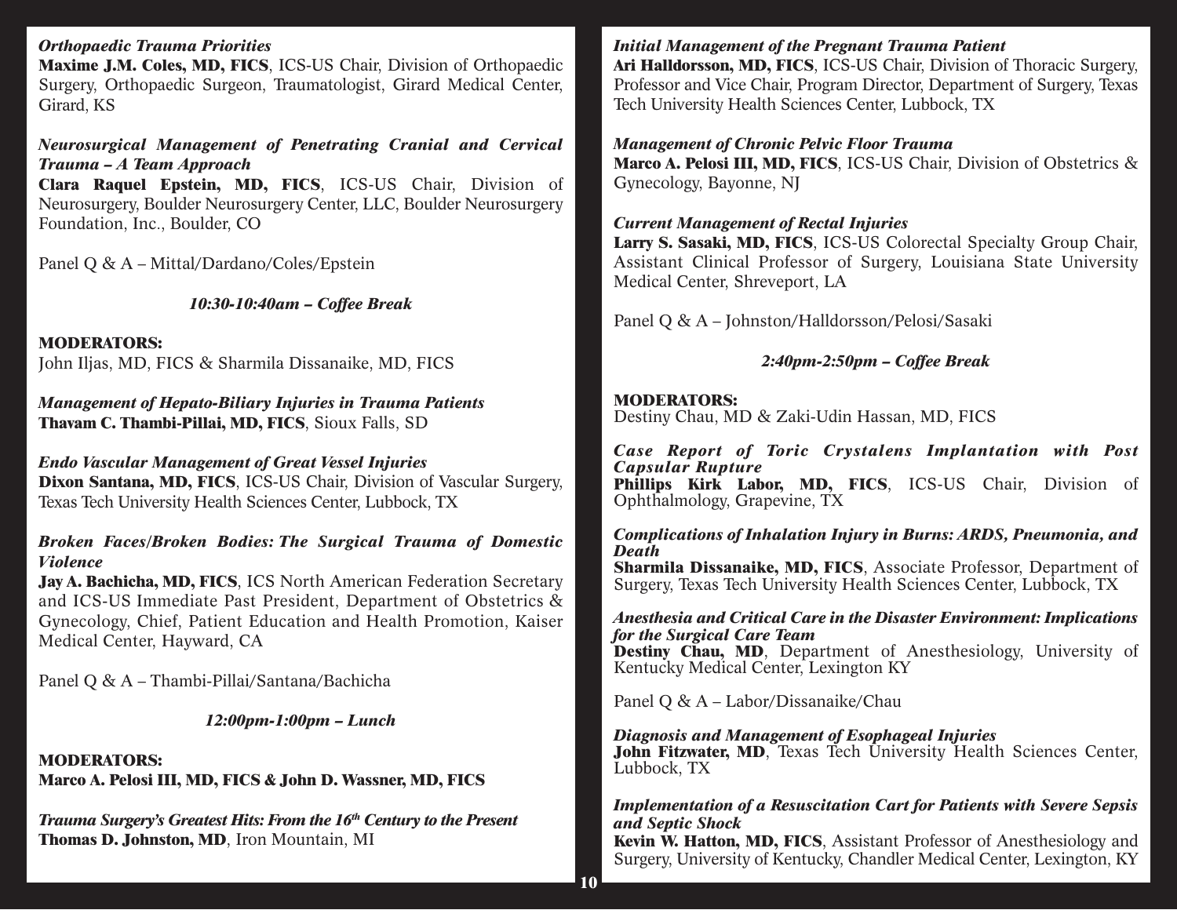*Orthopaedic Trauma Priorities*
**Maxime J.M. Coles, MD, FICS**, ICS-US Chair, Division of Orthopaedic Surgery, Orthopaedic Surgeon, Traumatologist, Girard Medical Center, Girard, KS

*Neurosurgical Management of Penetrating Cranial and Cervical Trauma – A Team Approach*
**Clara Raquel Epstein, MD, FICS**, ICS-US Chair, Division of Neurosurgery, Boulder Neurosurgery Center, LLC, Boulder Neurosurgery Foundation, Inc., Boulder, CO

Panel Q & A – Mittal/Dardano/Coles/Epstein

*10:30-10:40am – Coffee Break*

**MODERATORS:**
John Iljas, MD, FICS & Sharmila Dissanaike, MD, FICS

*Management of Hepato-Biliary Injuries in Trauma Patients*
**Thavam C. Thambi-Pillai, MD, FICS**, Sioux Falls, SD

*Endo Vascular Management of Great Vessel Injuries*
**Dixon Santana, MD, FICS**, ICS-US Chair, Division of Vascular Surgery, Texas Tech University Health Sciences Center, Lubbock, TX

*Broken Faces/Broken Bodies: The Surgical Trauma of Domestic Violence*
**Jay A. Bachicha, MD, FICS**, ICS North American Federation Secretary and ICS-US Immediate Past President, Department of Obstetrics & Gynecology, Chief, Patient Education and Health Promotion, Kaiser Medical Center, Hayward, CA

Panel Q & A – Thambi-Pillai/Santana/Bachicha

*12:00pm-1:00pm – Lunch*

**MODERATORS:**
**Marco A. Pelosi III, MD, FICS & John D. Wassner, MD, FICS**

*Trauma Surgery's Greatest Hits: From the 16th Century to the Present*
**Thomas D. Johnston, MD**, Iron Mountain, MI

*Initial Management of the Pregnant Trauma Patient*
**Ari Halldorsson, MD, FICS**, ICS-US Chair, Division of Thoracic Surgery, Professor and Vice Chair, Program Director, Department of Surgery, Texas Tech University Health Sciences Center, Lubbock, TX

*Management of Chronic Pelvic Floor Trauma*
**Marco A. Pelosi III, MD, FICS**, ICS-US Chair, Division of Obstetrics & Gynecology, Bayonne, NJ

*Current Management of Rectal Injuries*
**Larry S. Sasaki, MD, FICS**, ICS-US Colorectal Specialty Group Chair, Assistant Clinical Professor of Surgery, Louisiana State University Medical Center, Shreveport, LA

Panel Q & A – Johnston/Halldorsson/Pelosi/Sasaki

*2:40pm-2:50pm – Coffee Break*

**MODERATORS:**
Destiny Chau, MD & Zaki-Udin Hassan, MD, FICS

*Case Report of Toric Crystalens Implantation with Post Capsular Rupture*
**Phillips Kirk Labor, MD, FICS**, ICS-US Chair, Division of Ophthalmology, Grapevine, TX

*Complications of Inhalation Injury in Burns: ARDS, Pneumonia, and Death*
**Sharmila Dissanaike, MD, FICS**, Associate Professor, Department of Surgery, Texas Tech University Health Sciences Center, Lubbock, TX

*Anesthesia and Critical Care in the Disaster Environment: Implications for the Surgical Care Team*
**Destiny Chau, MD**, Department of Anesthesiology, University of Kentucky Medical Center, Lexington KY

Panel Q & A – Labor/Dissanaike/Chau

*Diagnosis and Management of Esophageal Injuries*
**John Fitzwater, MD**, Texas Tech University Health Sciences Center, Lubbock, TX

*Implementation of a Resuscitation Cart for Patients with Severe Sepsis and Septic Shock*
**Kevin W. Hatton, MD, FICS**, Assistant Professor of Anesthesiology and Surgery, University of Kentucky, Chandler Medical Center, Lexington, KY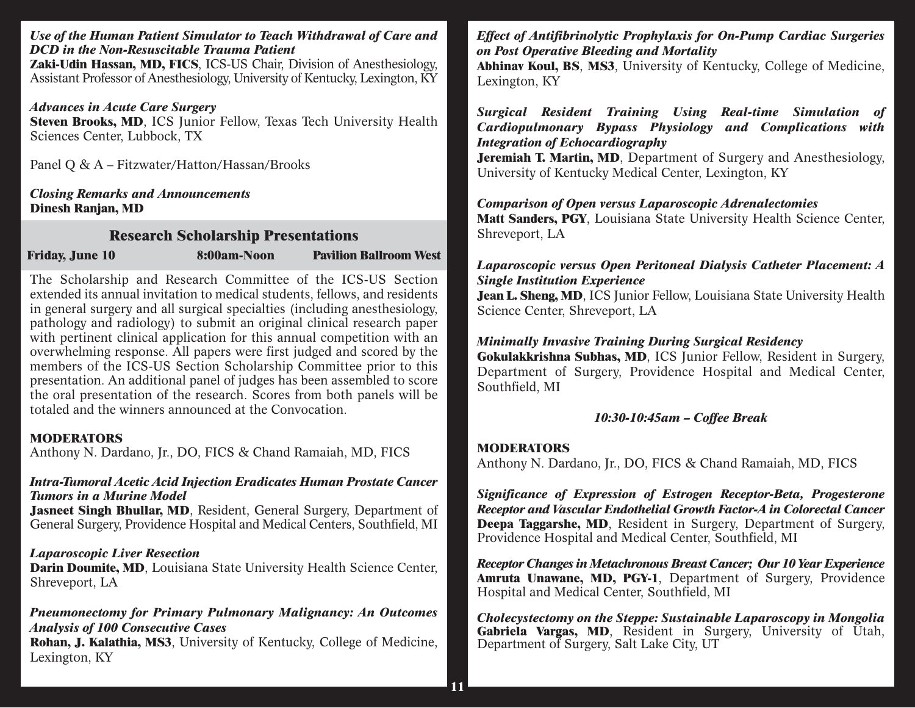***Use of the Human Patient Simulator to Teach Withdrawal of Care and DCD in the Non-Resuscitable Trauma Patient***
**Zaki-Udin Hassan, MD, FICS**, ICS-US Chair, Division of Anesthesiology, Assistant Professor of Anesthesiology, University of Kentucky, Lexington, KY

***Advances in Acute Care Surgery***
**Steven Brooks, MD**, ICS Junior Fellow, Texas Tech University Health Sciences Center, Lubbock, TX

Panel Q & A – Fitzwater/Hatton/Hassan/Brooks

***Closing Remarks and Announcements***
**Dinesh Ranjan, MD**

## Research Scholarship Presentations

**Friday, June 10** | **8:00am-Noon** | **Pavilion Ballroom West**

The Scholarship and Research Committee of the ICS-US Section extended its annual invitation to medical students, fellows, and residents in general surgery and all surgical specialties (including anesthesiology, pathology and radiology) to submit an original clinical research paper with pertinent clinical application for this annual competition with an overwhelming response. All papers were first judged and scored by the members of the ICS-US Section Scholarship Committee prior to this presentation. An additional panel of judges has been assembled to score the oral presentation of the research. Scores from both panels will be totaled and the winners announced at the Convocation.

**MODERATORS**
Anthony N. Dardano, Jr., DO, FICS & Chand Ramaiah, MD, FICS

***Intra-Tumoral Acetic Acid Injection Eradicates Human Prostate Cancer Tumors in a Murine Model***
**Jasneet Singh Bhullar, MD**, Resident, General Surgery, Department of General Surgery, Providence Hospital and Medical Centers, Southfield, MI

***Laparoscopic Liver Resection***
**Darin Doumite, MD**, Louisiana State University Health Science Center, Shreveport, LA

***Pneumonectomy for Primary Pulmonary Malignancy: An Outcomes Analysis of 100 Consecutive Cases***
**Rohan, J. Kalathia, MS3**, University of Kentucky, College of Medicine, Lexington, KY

***Effect of Antifibrinolytic Prophylaxis for On-Pump Cardiac Surgeries on Post Operative Bleeding and Mortality***
**Abhinav Koul, BS**, **MS3**, University of Kentucky, College of Medicine, Lexington, KY

***Surgical Resident Training Using Real-time Simulation of Cardiopulmonary Bypass Physiology and Complications with Integration of Echocardiography***
**Jeremiah T. Martin, MD**, Department of Surgery and Anesthesiology, University of Kentucky Medical Center, Lexington, KY

***Comparison of Open versus Laparoscopic Adrenalectomies***
**Matt Sanders, PGY**, Louisiana State University Health Science Center, Shreveport, LA

***Laparoscopic versus Open Peritoneal Dialysis Catheter Placement: A Single Institution Experience***
**Jean L. Sheng, MD**, ICS Junior Fellow, Louisiana State University Health Science Center, Shreveport, LA

***Minimally Invasive Training During Surgical Residency***
**Gokulakkrishna Subhas, MD**, ICS Junior Fellow, Resident in Surgery, Department of Surgery, Providence Hospital and Medical Center, Southfield, MI

***10:30-10:45am – Coffee Break***

**MODERATORS**
Anthony N. Dardano, Jr., DO, FICS & Chand Ramaiah, MD, FICS

***Significance of Expression of Estrogen Receptor-Beta, Progesterone Receptor and Vascular Endothelial Growth Factor-A in Colorectal Cancer***
**Deepa Taggarshe, MD**, Resident in Surgery, Department of Surgery, Providence Hospital and Medical Center, Southfield, MI

***Receptor Changes in Metachronous Breast Cancer; Our 10 Year Experience***
**Amruta Unawane, MD, PGY-1**, Department of Surgery, Providence Hospital and Medical Center, Southfield, MI

***Cholecystectomy on the Steppe: Sustainable Laparoscopy in Mongolia***
**Gabriela Vargas, MD**, Resident in Surgery, University of Utah, Department of Surgery, Salt Lake City, UT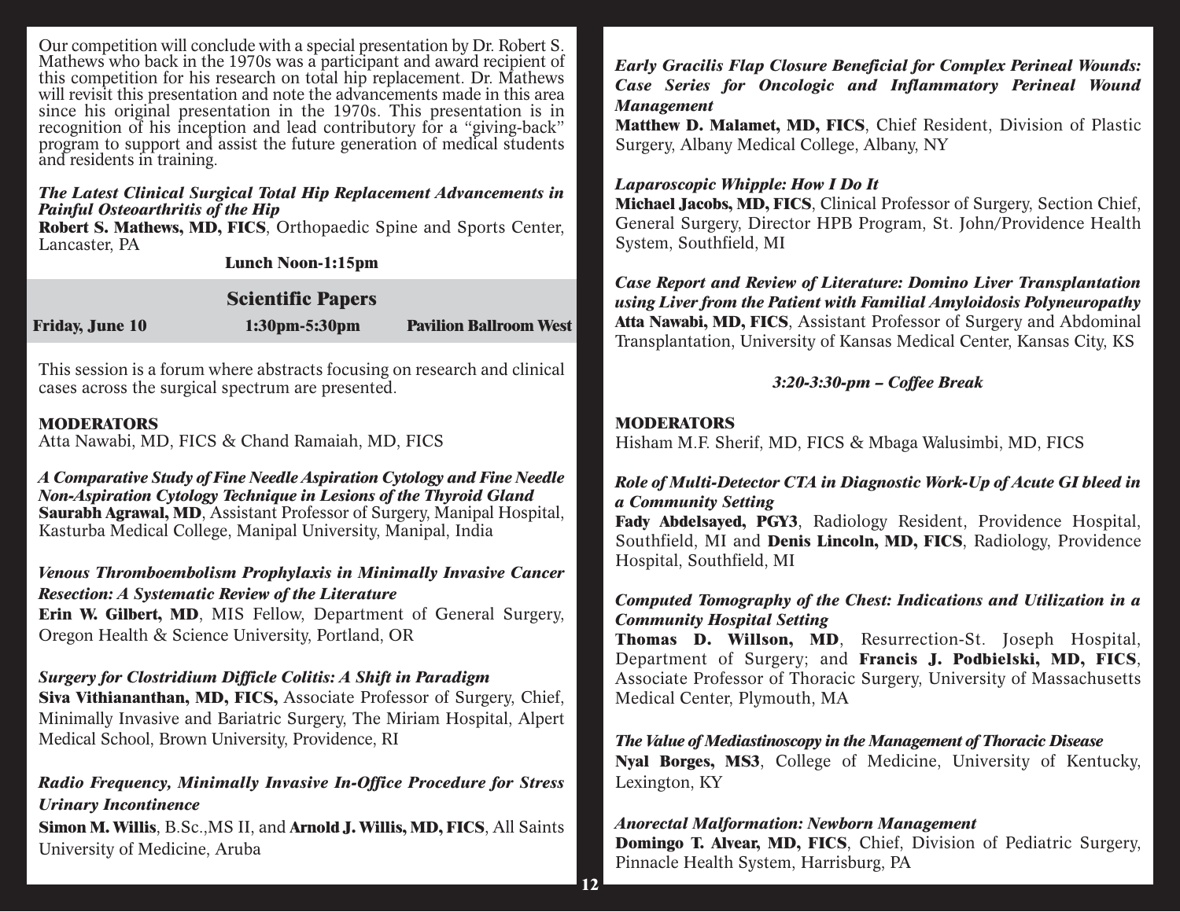Our competition will conclude with a special presentation by Dr. Robert S. Mathews who back in the 1970s was a participant and award recipient of this competition for his research on total hip replacement. Dr. Mathews will revisit this presentation and note the advancements made in this area since his original presentation in the 1970s. This presentation is in recognition of his inception and lead contributory for a "giving-back" program to support and assist the future generation of medical students and residents in training.

***The Latest Clinical Surgical Total Hip Replacement Advancements in Painful Osteoarthritis of the Hip***
**Robert S. Mathews, MD, FICS**, Orthopaedic Spine and Sports Center, Lancaster, PA

**Lunch Noon-1:15pm**

## Scientific Papers

**Friday, June 10** | **1:30pm-5:30pm** | **Pavilion Ballroom West**

This session is a forum where abstracts focusing on research and clinical cases across the surgical spectrum are presented.

**MODERATORS**
Atta Nawabi, MD, FICS & Chand Ramaiah, MD, FICS

***A Comparative Study of Fine Needle Aspiration Cytology and Fine Needle Non-Aspiration Cytology Technique in Lesions of the Thyroid Gland***
**Saurabh Agrawal, MD**, Assistant Professor of Surgery, Manipal Hospital, Kasturba Medical College, Manipal University, Manipal, India

***Venous Thromboembolism Prophylaxis in Minimally Invasive Cancer Resection: A Systematic Review of the Literature***
**Erin W. Gilbert, MD**, MIS Fellow, Department of General Surgery, Oregon Health & Science University, Portland, OR

***Surgery for Clostridium Difficle Colitis: A Shift in Paradigm***
**Siva Vithiananthan, MD, FICS,** Associate Professor of Surgery, Chief, Minimally Invasive and Bariatric Surgery, The Miriam Hospital, Alpert Medical School, Brown University, Providence, RI

***Radio Frequency, Minimally Invasive In-Office Procedure for Stress Urinary Incontinence***
**Simon M. Willis**, B.Sc.,MS II, and **Arnold J. Willis, MD, FICS**, All Saints University of Medicine, Aruba

***Early Gracilis Flap Closure Beneficial for Complex Perineal Wounds: Case Series for Oncologic and Inflammatory Perineal Wound Management***
**Matthew D. Malamet, MD, FICS**, Chief Resident, Division of Plastic Surgery, Albany Medical College, Albany, NY

***Laparoscopic Whipple: How I Do It***
**Michael Jacobs, MD, FICS**, Clinical Professor of Surgery, Section Chief, General Surgery, Director HPB Program, St. John/Providence Health System, Southfield, MI

***Case Report and Review of Literature: Domino Liver Transplantation using Liver from the Patient with Familial Amyloidosis Polyneuropathy***
**Atta Nawabi, MD, FICS**, Assistant Professor of Surgery and Abdominal Transplantation, University of Kansas Medical Center, Kansas City, KS

***3:20-3:30-pm – Coffee Break***

**MODERATORS**
Hisham M.F. Sherif, MD, FICS & Mbaga Walusimbi, MD, FICS

***Role of Multi-Detector CTA in Diagnostic Work-Up of Acute GI bleed in a Community Setting***
**Fady Abdelsayed, PGY3**, Radiology Resident, Providence Hospital, Southfield, MI and **Denis Lincoln, MD, FICS**, Radiology, Providence Hospital, Southfield, MI

***Computed Tomography of the Chest: Indications and Utilization in a Community Hospital Setting***
**Thomas D. Willson, MD**, Resurrection-St. Joseph Hospital, Department of Surgery; and **Francis J. Podbielski, MD, FICS**, Associate Professor of Thoracic Surgery, University of Massachusetts Medical Center, Plymouth, MA

***The Value of Mediastinoscopy in the Management of Thoracic Disease***
**Nyal Borges, MS3**, College of Medicine, University of Kentucky, Lexington, KY

***Anorectal Malformation: Newborn Management***
**Domingo T. Alvear, MD, FICS**, Chief, Division of Pediatric Surgery, Pinnacle Health System, Harrisburg, PA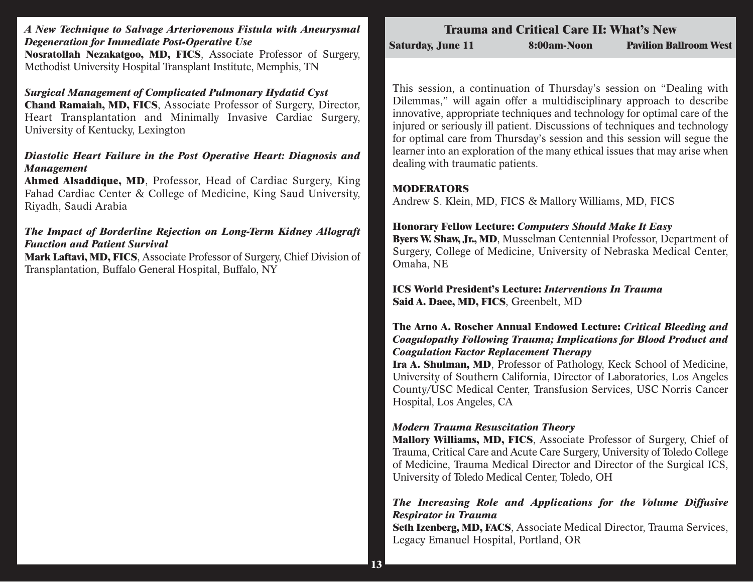***A New Technique to Salvage Arteriovenous Fistula with Aneurysmal Degeneration for Immediate Post-Operative Use***
**Nosratollah Nezakatgoo, MD, FICS**, Associate Professor of Surgery, Methodist University Hospital Transplant Institute, Memphis, TN

***Surgical Management of Complicated Pulmonary Hydatid Cyst***
**Chand Ramaiah, MD, FICS**, Associate Professor of Surgery, Director, Heart Transplantation and Minimally Invasive Cardiac Surgery, University of Kentucky, Lexington

***Diastolic Heart Failure in the Post Operative Heart: Diagnosis and Management***
**Ahmed Alsaddique, MD**, Professor, Head of Cardiac Surgery, King Fahad Cardiac Center & College of Medicine, King Saud University, Riyadh, Saudi Arabia

***The Impact of Borderline Rejection on Long-Term Kidney Allograft Function and Patient Survival***
**Mark Laftavi, MD, FICS**, Associate Professor of Surgery, Chief Division of Transplantation, Buffalo General Hospital, Buffalo, NY

## Trauma and Critical Care II: What's New

**Saturday, June 11** **8:00am-Noon** **Pavilion Ballroom West**

This session, a continuation of Thursday's session on "Dealing with Dilemmas," will again offer a multidisciplinary approach to describe innovative, appropriate techniques and technology for optimal care of the injured or seriously ill patient. Discussions of techniques and technology for optimal care from Thursday's session and this session will segue the learner into an exploration of the many ethical issues that may arise when dealing with traumatic patients.

**MODERATORS**
Andrew S. Klein, MD, FICS & Mallory Williams, MD, FICS

**Honorary Fellow Lecture: *Computers Should Make It Easy***
**Byers W. Shaw, Jr., MD**, Musselman Centennial Professor, Department of Surgery, College of Medicine, University of Nebraska Medical Center, Omaha, NE

**ICS World President's Lecture: *Interventions In Trauma***
**Said A. Daee, MD, FICS**, Greenbelt, MD

**The Arno A. Roscher Annual Endowed Lecture: *Critical Bleeding and Coagulopathy Following Trauma; Implications for Blood Product and Coagulation Factor Replacement Therapy***
**Ira A. Shulman, MD**, Professor of Pathology, Keck School of Medicine, University of Southern California, Director of Laboratories, Los Angeles County/USC Medical Center, Transfusion Services, USC Norris Cancer Hospital, Los Angeles, CA

***Modern Trauma Resuscitation Theory***
**Mallory Williams, MD, FICS**, Associate Professor of Surgery, Chief of Trauma, Critical Care and Acute Care Surgery, University of Toledo College of Medicine, Trauma Medical Director and Director of the Surgical ICS, University of Toledo Medical Center, Toledo, OH

***The Increasing Role and Applications for the Volume Diffusive Respirator in Trauma***
**Seth Izenberg, MD, FACS**, Associate Medical Director, Trauma Services, Legacy Emanuel Hospital, Portland, OR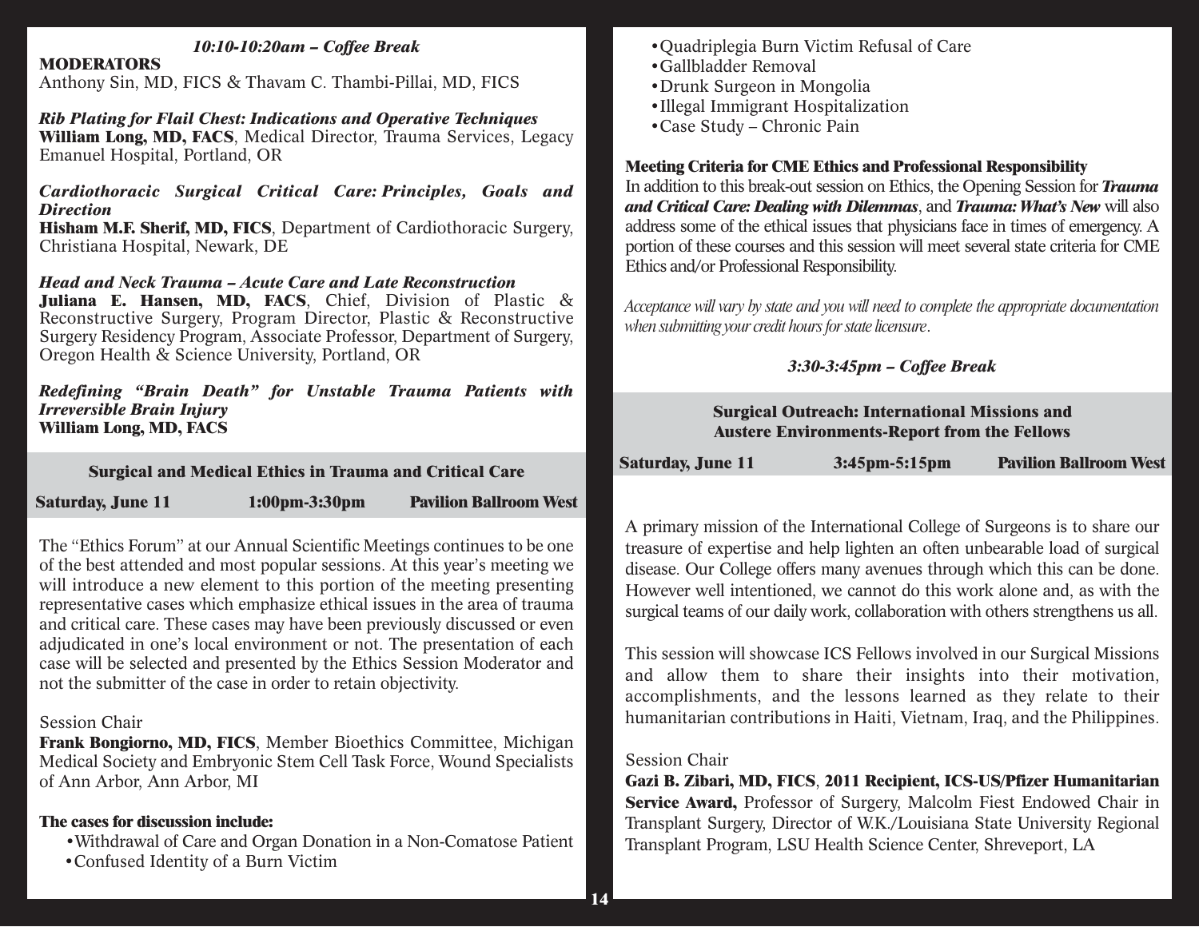*10:10-10:20am – Coffee Break*

**MODERATORS**
Anthony Sin, MD, FICS & Thavam C. Thambi-Pillai, MD, FICS

***Rib Plating for Flail Chest: Indications and Operative Techniques***
**William Long, MD, FACS**, Medical Director, Trauma Services, Legacy Emanuel Hospital, Portland, OR

***Cardiothoracic Surgical Critical Care: Principles, Goals and Direction***
**Hisham M.F. Sherif, MD, FICS**, Department of Cardiothoracic Surgery, Christiana Hospital, Newark, DE

***Head and Neck Trauma – Acute Care and Late Reconstruction***
**Juliana E. Hansen, MD, FACS**, Chief, Division of Plastic & Reconstructive Surgery, Program Director, Plastic & Reconstructive Surgery Residency Program, Associate Professor, Department of Surgery, Oregon Health & Science University, Portland, OR

***Redefining "Brain Death" for Unstable Trauma Patients with Irreversible Brain Injury***
**William Long, MD, FACS**

## Surgical and Medical Ethics in Trauma and Critical Care

**Saturday, June 11 | 1:00pm-3:30pm | Pavilion Ballroom West**

The "Ethics Forum" at our Annual Scientific Meetings continues to be one of the best attended and most popular sessions. At this year's meeting we will introduce a new element to this portion of the meeting presenting representative cases which emphasize ethical issues in the area of trauma and critical care. These cases may have been previously discussed or even adjudicated in one's local environment or not. The presentation of each case will be selected and presented by the Ethics Session Moderator and not the submitter of the case in order to retain objectivity.

Session Chair
**Frank Bongiorno, MD, FICS**, Member Bioethics Committee, Michigan Medical Society and Embryonic Stem Cell Task Force, Wound Specialists of Ann Arbor, Ann Arbor, MI

**The cases for discussion include:**

- Withdrawal of Care and Organ Donation in a Non-Comatose Patient
- Confused Identity of a Burn Victim
- Quadriplegia Burn Victim Refusal of Care
- Gallbladder Removal
- Drunk Surgeon in Mongolia
- Illegal Immigrant Hospitalization
- Case Study – Chronic Pain

**Meeting Criteria for CME Ethics and Professional Responsibility**
In addition to this break-out session on Ethics, the Opening Session for ***Trauma and Critical Care: Dealing with Dilemmas***, and ***Trauma: What's New*** will also address some of the ethical issues that physicians face in times of emergency. A portion of these courses and this session will meet several state criteria for CME Ethics and/or Professional Responsibility.

*Acceptance will vary by state and you will need to complete the appropriate documentation when submitting your credit hours for state licensure.*

*3:30-3:45pm – Coffee Break*

## Surgical Outreach: International Missions and Austere Environments-Report from the Fellows

**Saturday, June 11 | 3:45pm-5:15pm | Pavilion Ballroom West**

A primary mission of the International College of Surgeons is to share our treasure of expertise and help lighten an often unbearable load of surgical disease. Our College offers many avenues through which this can be done. However well intentioned, we cannot do this work alone and, as with the surgical teams of our daily work, collaboration with others strengthens us all.

This session will showcase ICS Fellows involved in our Surgical Missions and allow them to share their insights into their motivation, accomplishments, and the lessons learned as they relate to their humanitarian contributions in Haiti, Vietnam, Iraq, and the Philippines.

Session Chair
**Gazi B. Zibari, MD, FICS**, **2011 Recipient, ICS-US/Pfizer Humanitarian Service Award,** Professor of Surgery, Malcolm Fiest Endowed Chair in Transplant Surgery, Director of W.K./Louisiana State University Regional Transplant Program, LSU Health Science Center, Shreveport, LA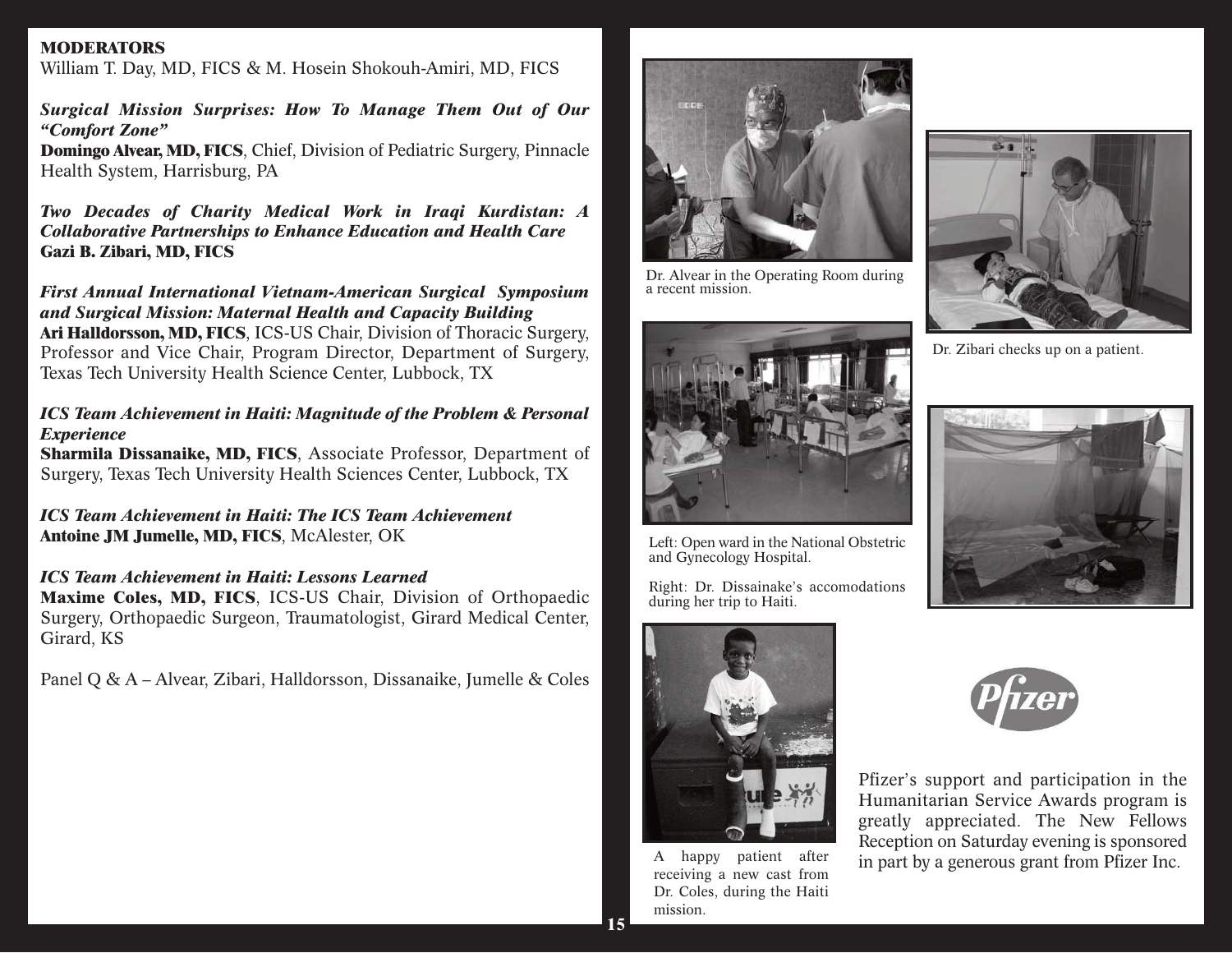**MODERATORS**
William T. Day, MD, FICS & M. Hosein Shokouh-Amiri, MD, FICS

***Surgical Mission Surprises: How To Manage Them Out of Our "Comfort Zone"***
**Domingo Alvear, MD, FICS**, Chief, Division of Pediatric Surgery, Pinnacle Health System, Harrisburg, PA

***Two Decades of Charity Medical Work in Iraqi Kurdistan: A Collaborative Partnerships to Enhance Education and Health Care***
**Gazi B. Zibari, MD, FICS**

***First Annual International Vietnam-American Surgical Symposium and Surgical Mission: Maternal Health and Capacity Building***
**Ari Halldorsson, MD, FICS**, ICS-US Chair, Division of Thoracic Surgery, Professor and Vice Chair, Program Director, Department of Surgery, Texas Tech University Health Science Center, Lubbock, TX

***ICS Team Achievement in Haiti: Magnitude of the Problem & Personal Experience***
**Sharmila Dissanaike, MD, FICS**, Associate Professor, Department of Surgery, Texas Tech University Health Sciences Center, Lubbock, TX

***ICS Team Achievement in Haiti: The ICS Team Achievement***
**Antoine JM Jumelle, MD, FICS**, McAlester, OK

***ICS Team Achievement in Haiti: Lessons Learned***
**Maxime Coles, MD, FICS**, ICS-US Chair, Division of Orthopaedic Surgery, Orthopaedic Surgeon, Traumatologist, Girard Medical Center, Girard, KS

Panel Q & A – Alvear, Zibari, Halldorsson, Dissanaike, Jumelle & Coles

Dr. Alvear in the Operating Room during a recent mission.

Dr. Zibari checks up on a patient.

Left: Open ward in the National Obstetric and Gynecology Hospital.

Right: Dr. Dissainake's accomodations during her trip to Haiti.

A happy patient after receiving a new cast from Dr. Coles, during the Haiti mission.

Pfizer's support and participation in the Humanitarian Service Awards program is greatly appreciated. The New Fellows Reception on Saturday evening is sponsored in part by a generous grant from Pfizer Inc.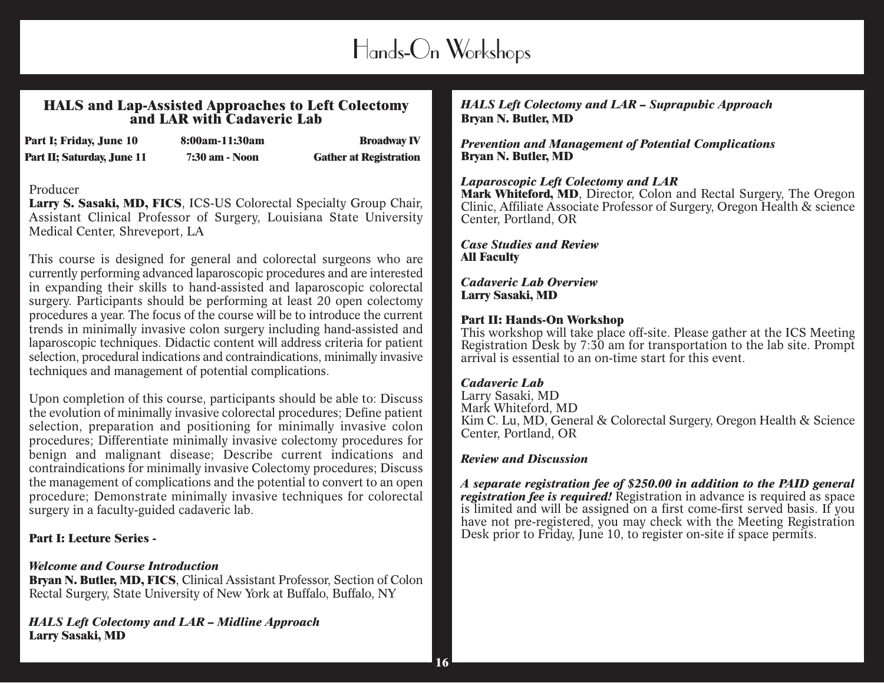# Hands-On Workshops

## HALS and Lap-Assisted Approaches to Left Colectomy and LAR with Cadaveric Lab

| | | |
|---|---|---|
| **Part I; Friday, June 10** | **8:00am-11:30am** | **Broadway IV** |
| **Part II; Saturday, June 11** | **7:30 am - Noon** | **Gather at Registration** |

Producer
**Larry S. Sasaki, MD, FICS**, ICS-US Colorectal Specialty Group Chair, Assistant Clinical Professor of Surgery, Louisiana State University Medical Center, Shreveport, LA

This course is designed for general and colorectal surgeons who are currently performing advanced laparoscopic procedures and are interested in expanding their skills to hand-assisted and laparoscopic colorectal surgery. Participants should be performing at least 20 open colectomy procedures a year. The focus of the course will be to introduce the current trends in minimally invasive colon surgery including hand-assisted and laparoscopic techniques. Didactic content will address criteria for patient selection, procedural indications and contraindications, minimally invasive techniques and management of potential complications.

Upon completion of this course, participants should be able to: Discuss the evolution of minimally invasive colorectal procedures; Define patient selection, preparation and positioning for minimally invasive colon procedures; Differentiate minimally invasive colectomy procedures for benign and malignant disease; Describe current indications and contraindications for minimally invasive Colectomy procedures; Discuss the management of complications and the potential to convert to an open procedure; Demonstrate minimally invasive techniques for colorectal surgery in a faculty-guided cadaveric lab.

**Part I: Lecture Series -**

***Welcome and Course Introduction***
**Bryan N. Butler, MD, FICS**, Clinical Assistant Professor, Section of Colon Rectal Surgery, State University of New York at Buffalo, Buffalo, NY

***HALS Left Colectomy and LAR – Midline Approach***
**Larry Sasaki, MD**

***HALS Left Colectomy and LAR – Suprapubic Approach***
**Bryan N. Butler, MD**

***Prevention and Management of Potential Complications***
**Bryan N. Butler, MD**

***Laparoscopic Left Colectomy and LAR***
**Mark Whiteford, MD**, Director, Colon and Rectal Surgery, The Oregon Clinic, Affiliate Associate Professor of Surgery, Oregon Health & science Center, Portland, OR

***Case Studies and Review***
**All Faculty**

***Cadaveric Lab Overview***
**Larry Sasaki, MD**

**Part II: Hands-On Workshop**
This workshop will take place off-site. Please gather at the ICS Meeting Registration Desk by 7:30 am for transportation to the lab site. Prompt arrival is essential to an on-time start for this event.

***Cadaveric Lab***
Larry Sasaki, MD
Mark Whiteford, MD
Kim C. Lu, MD, General & Colorectal Surgery, Oregon Health & Science Center, Portland, OR

***Review and Discussion***

***A separate registration fee of $250.00 in addition to the PAID general registration fee is required!*** Registration in advance is required as space is limited and will be assigned on a first come-first served basis. If you have not pre-registered, you may check with the Meeting Registration Desk prior to Friday, June 10, to register on-site if space permits.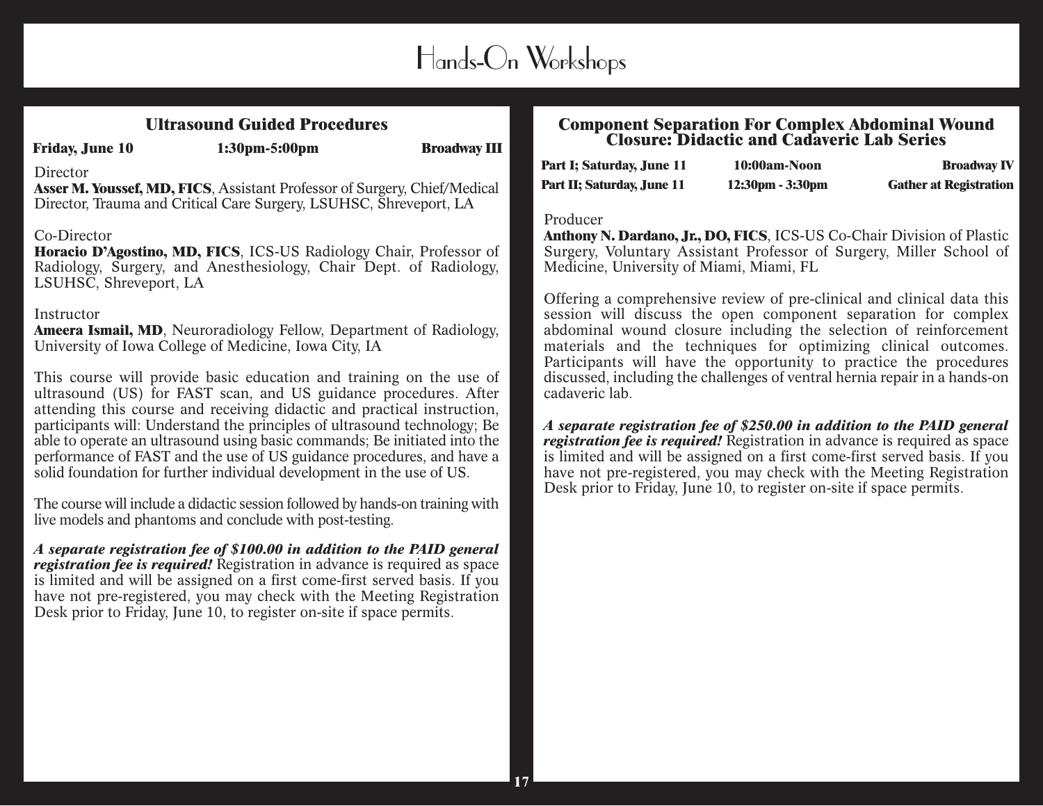# Hands-On Workshops

## Ultrasound Guided Procedures

**Friday, June 10** | **1:30pm-5:00pm** | **Broadway III**

Director
**Asser M. Youssef, MD, FICS**, Assistant Professor of Surgery, Chief/Medical Director, Trauma and Critical Care Surgery, LSUHSC, Shreveport, LA

Co-Director
**Horacio D'Agostino, MD, FICS**, ICS-US Radiology Chair, Professor of Radiology, Surgery, and Anesthesiology, Chair Dept. of Radiology, LSUHSC, Shreveport, LA

Instructor
**Ameera Ismail, MD**, Neuroradiology Fellow, Department of Radiology, University of Iowa College of Medicine, Iowa City, IA

This course will provide basic education and training on the use of ultrasound (US) for FAST scan, and US guidance procedures. After attending this course and receiving didactic and practical instruction, participants will: Understand the principles of ultrasound technology; Be able to operate an ultrasound using basic commands; Be initiated into the performance of FAST and the use of US guidance procedures, and have a solid foundation for further individual development in the use of US.

The course will include a didactic session followed by hands-on training with live models and phantoms and conclude with post-testing.

***A separate registration fee of $100.00 in addition to the PAID general registration fee is required!*** Registration in advance is required as space is limited and will be assigned on a first come-first served basis. If you have not pre-registered, you may check with the Meeting Registration Desk prior to Friday, June 10, to register on-site if space permits.

## Component Separation For Complex Abdominal Wound Closure: Didactic and Cadaveric Lab Series

**Part I; Saturday, June 11** | **10:00am-Noon** | **Broadway IV**

**Part II; Saturday, June 11** | **12:30pm - 3:30pm** | **Gather at Registration**

Producer
**Anthony N. Dardano, Jr., DO, FICS**, ICS-US Co-Chair Division of Plastic Surgery, Voluntary Assistant Professor of Surgery, Miller School of Medicine, University of Miami, Miami, FL

Offering a comprehensive review of pre-clinical and clinical data this session will discuss the open component separation for complex abdominal wound closure including the selection of reinforcement materials and the techniques for optimizing clinical outcomes. Participants will have the opportunity to practice the procedures discussed, including the challenges of ventral hernia repair in a hands-on cadaveric lab.

***A separate registration fee of $250.00 in addition to the PAID general registration fee is required!*** Registration in advance is required as space is limited and will be assigned on a first come-first served basis. If you have not pre-registered, you may check with the Meeting Registration Desk prior to Friday, June 10, to register on-site if space permits.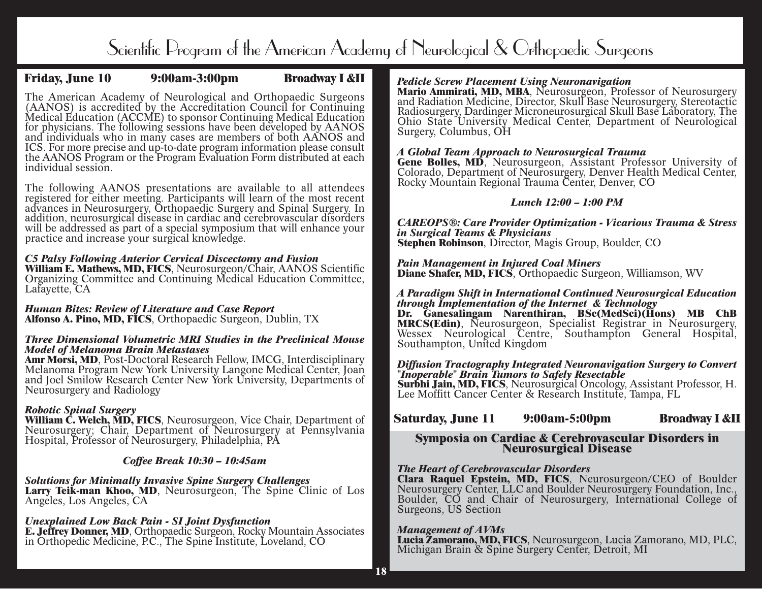# Scientific Program of the American Academy of Neurological & Orthopaedic Surgeons

**Friday, June 10 — 9:00am-3:00pm — Broadway I &II**

The American Academy of Neurological and Orthopaedic Surgeons (AANOS) is accredited by the Accreditation Council for Continuing Medical Education (ACCME) to sponsor Continuing Medical Education for physicians. The following sessions have been developed by AANOS and individuals who in many cases are members of both AANOS and ICS. For more precise and up-to-date program information please consult the AANOS Program or the Program Evaluation Form distributed at each individual session.

The following AANOS presentations are available to all attendees registered for either meeting. Participants will learn of the most recent advances in Neurosurgery, Orthopaedic Surgery and Spinal Surgery. In addition, neurosurgical disease in cardiac and cerebrovascular disorders will be addressed as part of a special symposium that will enhance your practice and increase your surgical knowledge.

***C5 Palsy Following Anterior Cervical Discectomy and Fusion***
**William E. Mathews, MD, FICS**, Neurosurgeon/Chair, AANOS Scientific Organizing Committee and Continuing Medical Education Committee, Lafayette, CA

***Human Bites: Review of Literature and Case Report***
**Alfonso A. Pino, MD, FICS**, Orthopaedic Surgeon, Dublin, TX

***Three Dimensional Volumetric MRI Studies in the Preclinical Mouse Model of Melanoma Brain Metastases***
**Amr Morsi, MD**, Post-Doctoral Research Fellow, IMCG, Interdisciplinary Melanoma Program New York University Langone Medical Center, Joan and Joel Smilow Research Center New York University, Departments of Neurosurgery and Radiology

***Robotic Spinal Surgery***
**William C. Welch, MD, FICS**, Neurosurgeon, Vice Chair, Department of Neurosurgery; Chair, Department of Neurosurgery at Pennsylvania Hospital, Professor of Neurosurgery, Philadelphia, PA

*Coffee Break 10:30 – 10:45am*

***Solutions for Minimally Invasive Spine Surgery Challenges***
**Larry Teik-man Khoo, MD**, Neurosurgeon, The Spine Clinic of Los Angeles, Los Angeles, CA

***Unexplained Low Back Pain - SI Joint Dysfunction***
**E. Jeffrey Donner, MD**, Orthopaedic Surgeon, Rocky Mountain Associates in Orthopedic Medicine, P.C., The Spine Institute, Loveland, CO

***Pedicle Screw Placement Using Neuronavigation***
**Mario Ammirati, MD, MBA**, Neurosurgeon, Professor of Neurosurgery and Radiation Medicine, Director, Skull Base Neurosurgery, Stereotactic Radiosurgery, Dardinger Microneurosurgical Skull Base Laboratory, The Ohio State University Medical Center, Department of Neurological Surgery, Columbus, OH

***A Global Team Approach to Neurosurgical Trauma***
**Gene Bolles, MD**, Neurosurgeon, Assistant Professor University of Colorado, Department of Neurosurgery, Denver Health Medical Center, Rocky Mountain Regional Trauma Center, Denver, CO

*Lunch 12:00 – 1:00 PM*

***CAREOPS®: Care Provider Optimization - Vicarious Trauma & Stress in Surgical Teams & Physicians***
**Stephen Robinson**, Director, Magis Group, Boulder, CO

***Pain Management in Injured Coal Miners***
**Diane Shafer, MD, FICS**, Orthopaedic Surgeon, Williamson, WV

***A Paradigm Shift in International Continued Neurosurgical Education through Implementation of the Internet & Technology***
**Dr. Ganesalingam Narenthiran, BSc(MedSci)(Hons) MB ChB MRCS(Edin)**, Neurosurgeon, Specialist Registrar in Neurosurgery, Wessex Neurological Centre, Southampton General Hospital, Southampton, United Kingdom

***Diffusion Tractography Integrated Neuronavigation Surgery to Convert "Inoperable" Brain Tumors to Safely Resectable***
**Surbhi Jain, MD, FICS**, Neurosurgical Oncology, Assistant Professor, H. Lee Moffitt Cancer Center & Research Institute, Tampa, FL

**Saturday, June 11 — 9:00am-5:00pm — Broadway I &II**

## Symposia on Cardiac & Cerebrovascular Disorders in Neurosurgical Disease

***The Heart of Cerebrovascular Disorders***
**Clara Raquel Epstein, MD, FICS**, Neurosurgeon/CEO of Boulder Neurosurgery Center, LLC and Boulder Neurosurgery Foundation, Inc., Boulder, CO and Chair of Neurosurgery, International College of Surgeons, US Section

***Management of AVMs***
**Lucia Zamorano, MD, FICS**, Neurosurgeon, Lucia Zamorano, MD, PLC, Michigan Brain & Spine Surgery Center, Detroit, MI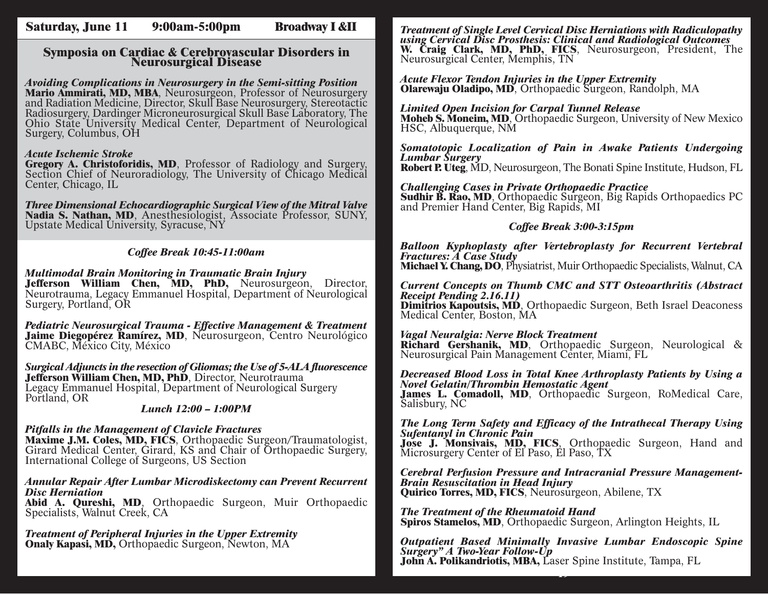**Saturday, June 11 9:00am-5:00pm Broadway I &II**

## Symposia on Cardiac & Cerebrovascular Disorders in Neurosurgical Disease

***Avoiding Complications in Neurosurgery in the Semi-sitting Position***
**Mario Ammirati, MD, MBA**, Neurosurgeon, Professor of Neurosurgery and Radiation Medicine, Director, Skull Base Neurosurgery, Stereotactic Radiosurgery, Dardinger Microneurosurgical Skull Base Laboratory, The Ohio State University Medical Center, Department of Neurological Surgery, Columbus, OH

***Acute Ischemic Stroke***
**Gregory A. Christoforidis, MD**, Professor of Radiology and Surgery, Section Chief of Neuroradiology, The University of Chicago Medical Center, Chicago, IL

***Three Dimensional Echocardiographic Surgical View of the Mitral Valve***
**Nadia S. Nathan, MD**, Anesthesiologist, Associate Professor, SUNY, Upstate Medical University, Syracuse, NY

***Coffee Break 10:45-11:00am***

***Multimodal Brain Monitoring in Traumatic Brain Injury***
**Jefferson William Chen, MD, PhD,** Neurosurgeon, Director, Neurotrauma, Legacy Emmanuel Hospital, Department of Neurological Surgery, Portland, OR

***Pediatric Neurosurgical Trauma - Effective Management & Treatment***
**Jaime Diegopérez Ramírez, MD**, Neurosurgeon, Centro Neurológico CMABC, México City, México

***Surgical Adjuncts in the resection of Gliomas; the Use of 5-ALA fluorescence***
**Jefferson William Chen, MD, PhD**, Director, Neurotrauma
Legacy Emmanuel Hospital, Department of Neurological Surgery
Portland, OR

***Lunch 12:00 – 1:00PM***

***Pitfalls in the Management of Clavicle Fractures***
**Maxime J.M. Coles, MD, FICS**, Orthopaedic Surgeon/Traumatologist, Girard Medical Center, Girard, KS and Chair of Orthopaedic Surgery, International College of Surgeons, US Section

***Annular Repair After Lumbar Microdiskectomy can Prevent Recurrent Disc Herniation***
**Abid A. Qureshi, MD**, Orthopaedic Surgeon, Muir Orthopaedic Specialists, Walnut Creek, CA

***Treatment of Peripheral Injuries in the Upper Extremity***
**Onaly Kapasi, MD,** Orthopaedic Surgeon, Newton, MA

***Treatment of Single Level Cervical Disc Herniations with Radiculopathy using Cervical Disc Prosthesis: Clinical and Radiological Outcomes***
**W. Craig Clark, MD, PhD, FICS**, Neurosurgeon, President, The Neurosurgical Center, Memphis, TN

***Acute Flexor Tendon Injuries in the Upper Extremity***
**Olarewaju Oladipo, MD**, Orthopaedic Surgeon, Randolph, MA

***Limited Open Incision for Carpal Tunnel Release***
**Moheb S. Moneim, MD**, Orthopaedic Surgeon, University of New Mexico HSC, Albuquerque, NM

***Somatotopic Localization of Pain in Awake Patients Undergoing Lumbar Surgery***
**Robert P. Uteg**, MD, Neurosurgeon, The Bonati Spine Institute, Hudson, FL

***Challenging Cases in Private Orthopaedic Practice***
**Sudhir B. Rao, MD**, Orthopaedic Surgeon, Big Rapids Orthopaedics PC and Premier Hand Center, Big Rapids, MI

***Coffee Break 3:00-3:15pm***

***Balloon Kyphoplasty after Vertebroplasty for Recurrent Vertebral Fractures: A Case Study***
**Michael Y. Chang, DO**, Physiatrist, Muir Orthopaedic Specialists, Walnut, CA

***Current Concepts on Thumb CMC and STT Osteoarthritis (Abstract Receipt Pending 2.16.11)***
**Dimitrios Kapoutsis, MD**, Orthopaedic Surgeon, Beth Israel Deaconess Medical Center, Boston, MA

***Vagal Neuralgia: Nerve Block Treatment***
**Richard Gershanik, MD**, Orthopaedic Surgeon, Neurological & Neurosurgical Pain Management Center, Miami, FL

***Decreased Blood Loss in Total Knee Arthroplasty Patients by Using a Novel Gelatin/Thrombin Hemostatic Agent***
**James L. Comadoll, MD**, Orthopaedic Surgeon, RoMedical Care, Salisbury, NC

***The Long Term Safety and Efficacy of the Intrathecal Therapy Using Sufentanyl in Chronic Pain***
**Jose J. Monsivais, MD, FICS**, Orthopaedic Surgeon, Hand and Microsurgery Center of El Paso, El Paso, TX

***Cerebral Perfusion Pressure and Intracranial Pressure Management-Brain Resuscitation in Head Injury***
**Quirico Torres, MD, FICS**, Neurosurgeon, Abilene, TX

***The Treatment of the Rheumatoid Hand***
**Spiros Stamelos, MD**, Orthopaedic Surgeon, Arlington Heights, IL

***Outpatient Based Minimally Invasive Lumbar Endoscopic Spine Surgery" A Two-Year Follow-Up***
**John A. Polikandriotis, MBA,** Laser Spine Institute, Tampa, FL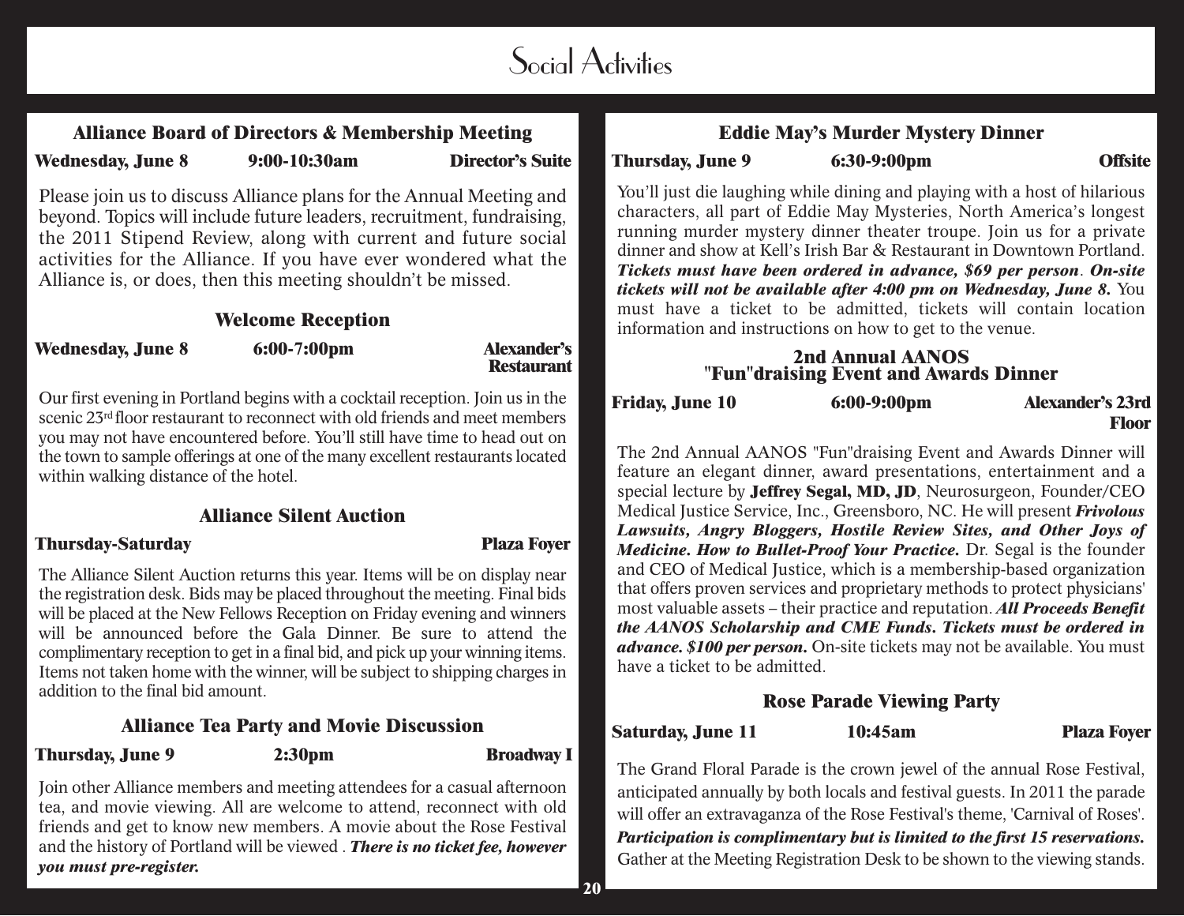# Social Activities

## Alliance Board of Directors & Membership Meeting

**Wednesday, June 8** **9:00-10:30am** **Director's Suite**

Please join us to discuss Alliance plans for the Annual Meeting and beyond. Topics will include future leaders, recruitment, fundraising, the 2011 Stipend Review, along with current and future social activities for the Alliance. If you have ever wondered what the Alliance is, or does, then this meeting shouldn't be missed.

## Welcome Reception

**Wednesday, June 8** **6:00-7:00pm** **Alexander's Restaurant**

Our first evening in Portland begins with a cocktail reception. Join us in the scenic 23rd floor restaurant to reconnect with old friends and meet members you may not have encountered before. You'll still have time to head out on the town to sample offerings at one of the many excellent restaurants located within walking distance of the hotel.

## Alliance Silent Auction

**Thursday-Saturday** **Plaza Foyer**

The Alliance Silent Auction returns this year. Items will be on display near the registration desk. Bids may be placed throughout the meeting. Final bids will be placed at the New Fellows Reception on Friday evening and winners will be announced before the Gala Dinner. Be sure to attend the complimentary reception to get in a final bid, and pick up your winning items. Items not taken home with the winner, will be subject to shipping charges in addition to the final bid amount.

## Alliance Tea Party and Movie Discussion

**Thursday, June 9** **2:30pm** **Broadway I**

Join other Alliance members and meeting attendees for a casual afternoon tea, and movie viewing. All are welcome to attend, reconnect with old friends and get to know new members. A movie about the Rose Festival and the history of Portland will be viewed . ***There is no ticket fee, however you must pre-register.***

## Eddie May's Murder Mystery Dinner

**Thursday, June 9** **6:30-9:00pm** **Offsite**

You'll just die laughing while dining and playing with a host of hilarious characters, all part of Eddie May Mysteries, North America's longest running murder mystery dinner theater troupe. Join us for a private dinner and show at Kell's Irish Bar & Restaurant in Downtown Portland. ***Tickets must have been ordered in advance, $69 per person***. ***On-site tickets will not be available after 4:00 pm on Wednesday, June 8.*** You must have a ticket to be admitted, tickets will contain location information and instructions on how to get to the venue.

## 2nd Annual AANOS "Fun"draising Event and Awards Dinner

**Friday, June 10** **6:00-9:00pm** **Alexander's 23rd Floor**

The 2nd Annual AANOS "Fun"draising Event and Awards Dinner will feature an elegant dinner, award presentations, entertainment and a special lecture by **Jeffrey Segal, MD, JD**, Neurosurgeon, Founder/CEO Medical Justice Service, Inc., Greensboro, NC. He will present ***Frivolous Lawsuits, Angry Bloggers, Hostile Review Sites, and Other Joys of Medicine. How to Bullet-Proof Your Practice.*** Dr. Segal is the founder and CEO of Medical Justice, which is a membership-based organization that offers proven services and proprietary methods to protect physicians' most valuable assets – their practice and reputation. ***All Proceeds Benefit the AANOS Scholarship and CME Funds. Tickets must be ordered in advance. $100 per person.*** On-site tickets may not be available. You must have a ticket to be admitted.

## Rose Parade Viewing Party

**Saturday, June 11** **10:45am** **Plaza Foyer**

The Grand Floral Parade is the crown jewel of the annual Rose Festival, anticipated annually by both locals and festival guests. In 2011 the parade will offer an extravaganza of the Rose Festival's theme, 'Carnival of Roses'. ***Participation is complimentary but is limited to the first 15 reservations.*** Gather at the Meeting Registration Desk to be shown to the viewing stands.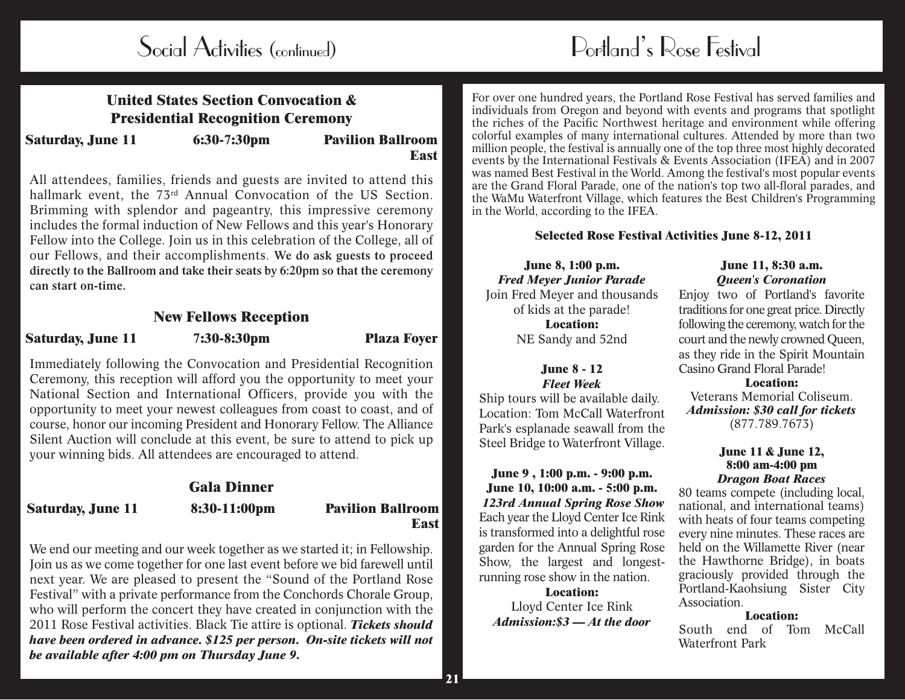# Social Activities (continued)

## United States Section Convocation & Presidential Recognition Ceremony

**Saturday, June 11** **6:30-7:30pm** **Pavilion Ballroom East**

All attendees, families, friends and guests are invited to attend this hallmark event, the 73rd Annual Convocation of the US Section. Brimming with splendor and pageantry, this impressive ceremony includes the formal induction of New Fellows and this year's Honorary Fellow into the College. Join us in this celebration of the College, all of our Fellows, and their accomplishments. **We do ask guests to proceed directly to the Ballroom and take their seats by 6:20pm so that the ceremony can start on-time.**

## New Fellows Reception

**Saturday, June 11** **7:30-8:30pm** **Plaza Foyer**

Immediately following the Convocation and Presidential Recognition Ceremony, this reception will afford you the opportunity to meet your National Section and International Officers, provide you with the opportunity to meet your newest colleagues from coast to coast, and of course, honor our incoming President and Honorary Fellow. The Alliance Silent Auction will conclude at this event, be sure to attend to pick up your winning bids. All attendees are encouraged to attend.

## Gala Dinner

**Saturday, June 11** **8:30-11:00pm** **Pavilion Ballroom East**

We end our meeting and our week together as we started it; in Fellowship. Join us as we come together for one last event before we bid farewell until next year. We are pleased to present the "Sound of the Portland Rose Festival" with a private performance from the Conchords Chorale Group, who will perform the concert they have created in conjunction with the 2011 Rose Festival activities. Black Tie attire is optional. ***Tickets should have been ordered in advance. $125 per person. On-site tickets will not be available after 4:00 pm on Thursday June 9.***

# Portland's Rose Festival

For over one hundred years, the Portland Rose Festival has served families and individuals from Oregon and beyond with events and programs that spotlight the riches of the Pacific Northwest heritage and environment while offering colorful examples of many international cultures. Attended by more than two million people, the festival is annually one of the top three most highly decorated events by the International Festivals & Events Association (IFEA) and in 2007 was named Best Festival in the World. Among the festival's most popular events are the Grand Floral Parade, one of the nation's top two all-floral parades, and the WaMu Waterfront Village, which features the Best Children's Programming in the World, according to the IFEA.

### Selected Rose Festival Activities June 8-12, 2011

**June 8, 1:00 p.m.**
***Fred Meyer Junior Parade***
Join Fred Meyer and thousands of kids at the parade!
**Location:**
NE Sandy and 52nd

**June 8 - 12**
***Fleet Week***
Ship tours will be available daily. Location: Tom McCall Waterfront Park's esplanade seawall from the Steel Bridge to Waterfront Village.

**June 9 , 1:00 p.m. - 9:00 p.m.**
**June 10, 10:00 a.m. - 5:00 p.m.**
***123rd Annual Spring Rose Show***
Each year the Lloyd Center Ice Rink is transformed into a delightful rose garden for the Annual Spring Rose Show, the largest and longest-running rose show in the nation.
**Location:**
Lloyd Center Ice Rink
***Admission:$3 — At the door***

**June 11, 8:30 a.m.**
***Queen's Coronation***
Enjoy two of Portland's favorite traditions for one great price. Directly following the ceremony, watch for the court and the newly crowned Queen, as they ride in the Spirit Mountain Casino Grand Floral Parade!
**Location:**
Veterans Memorial Coliseum.
***Admission: $30 call for tickets***
(877.789.7673)

**June 11 & June 12, 8:00 am-4:00 pm**
***Dragon Boat Races***
80 teams compete (including local, national, and international teams) with heats of four teams competing every nine minutes. These races are held on the Willamette River (near the Hawthorne Bridge), in boats graciously provided through the Portland-Kaohsiung Sister City Association.
**Location:**
South end of Tom McCall Waterfront Park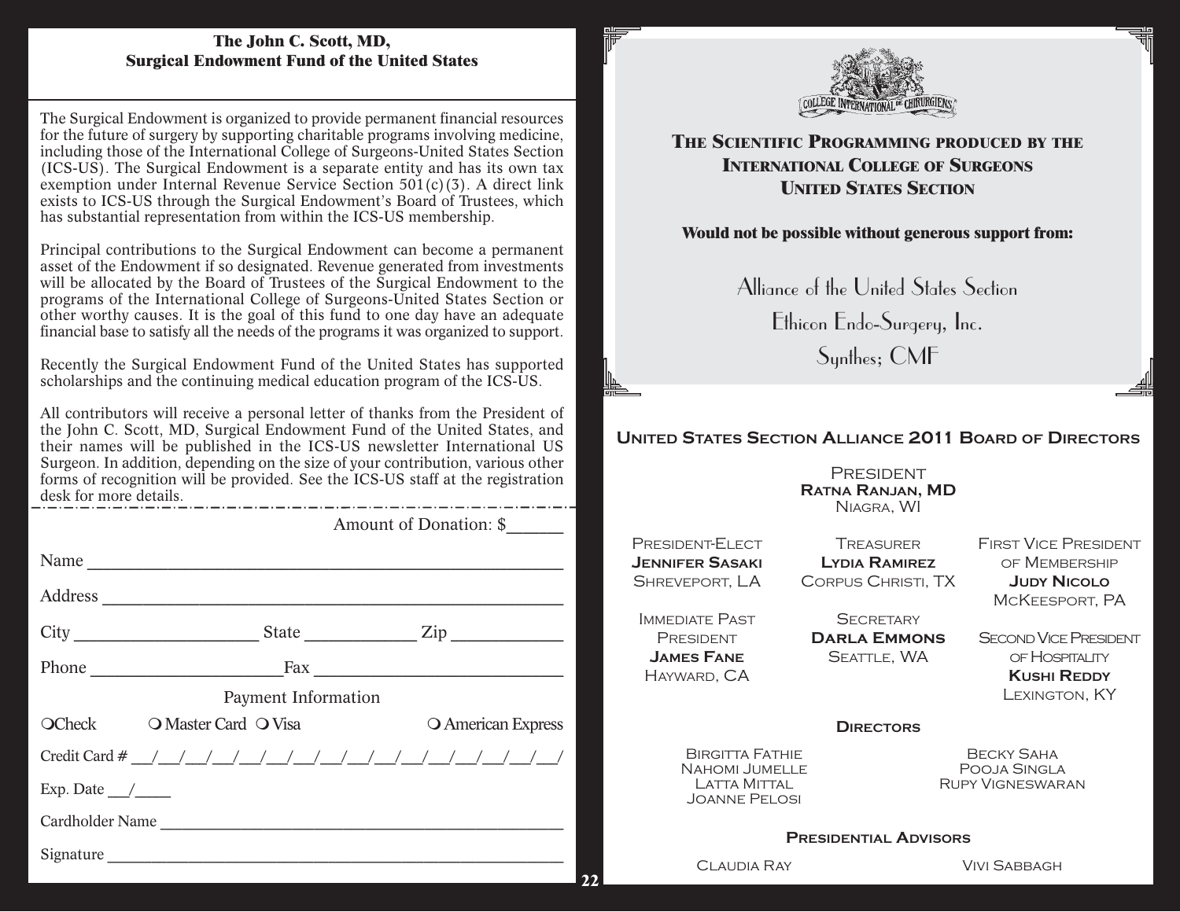## The John C. Scott, MD, Surgical Endowment Fund of the United States

The Surgical Endowment is organized to provide permanent financial resources for the future of surgery by supporting charitable programs involving medicine, including those of the International College of Surgeons-United States Section (ICS-US). The Surgical Endowment is a separate entity and has its own tax exemption under Internal Revenue Service Section 501(c)(3). A direct link exists to ICS-US through the Surgical Endowment's Board of Trustees, which has substantial representation from within the ICS-US membership.

Principal contributions to the Surgical Endowment can become a permanent asset of the Endowment if so designated. Revenue generated from investments will be allocated by the Board of Trustees of the Surgical Endowment to the programs of the International College of Surgeons-United States Section or other worthy causes. It is the goal of this fund to one day have an adequate financial base to satisfy all the needs of the programs it was organized to support.

Recently the Surgical Endowment Fund of the United States has supported scholarships and the continuing medical education program of the ICS-US.

All contributors will receive a personal letter of thanks from the President of the John C. Scott, MD, Surgical Endowment Fund of the United States, and their names will be published in the ICS-US newsletter International US Surgeon. In addition, depending on the size of your contribution, various other forms of recognition will be provided. See the ICS-US staff at the registration desk for more details.

Amount of Donation: $______

Name ______________________________

Address ______________________________

City ____________ State ________ Zip ________

Phone ____________ Fax ______________

Payment Information

○ Check ○ Master Card ○ Visa ○ American Express

Credit Card # __/__/__/__/__/__/__/__/__/__/__/__/__/__/__/__/

Exp. Date __/____

Cardholder Name ______________________________

Signature ______________________________

---

COLLEGE INTERNATIONAL DE CHIRURGIENS

### The Scientific Programming produced by the International College of Surgeons United States Section

**Would not be possible without generous support from:**

Alliance of the United States Section

Ethicon Endo-Surgery, Inc.

Synthes; CMF

## United States Section Alliance 2011 Board of Directors

President
**Ratna Ranjan, MD**
Niagra, WI

President-Elect
**Jennifer Sasaki**
Shreveport, LA

Treasurer
**Lydia Ramirez**
Corpus Christi, TX

First Vice President of Membership
**Judy Nicolo**
McKeesport, PA

Immediate Past President
**James Fane**
Hayward, CA

Secretary
**Darla Emmons**
Seattle, WA

Second Vice President of Hospitality
**Kushi Reddy**
Lexington, KY

### Directors

Birgitta Fathie
Nahomi Jumelle
Latta Mittal
Joanne Pelosi
Becky Saha
Pooja Singla
Rupy Vigneswaran

### Presidential Advisors

Claudia Ray
Vivi Sabbagh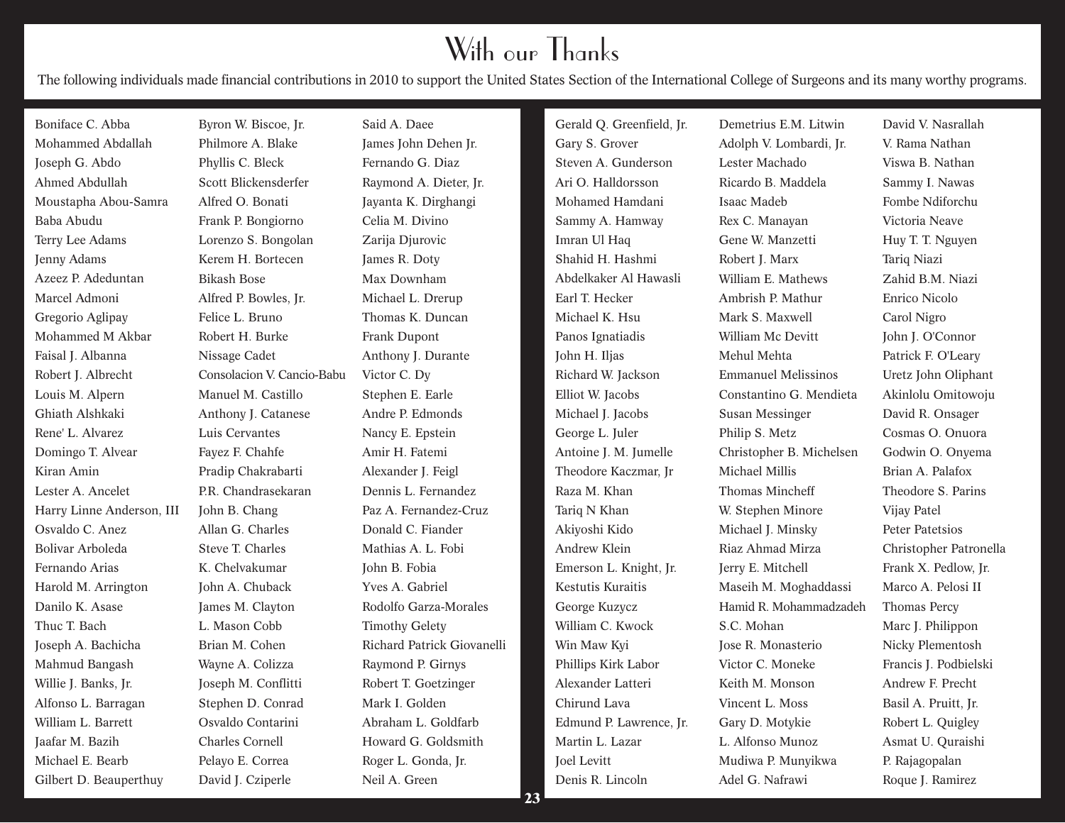# With our Thanks

The following individuals made financial contributions in 2010 to support the United States Section of the International College of Surgeons and its many worthy programs.

Boniface C. Abba
Mohammed Abdallah
Joseph G. Abdo
Ahmed Abdullah
Moustapha Abou-Samra
Baba Abudu
Terry Lee Adams
Jenny Adams
Azeez P. Adeduntan
Marcel Admoni
Gregorio Aglipay
Mohammed M Akbar
Faisal J. Albanna
Robert J. Albrecht
Louis M. Alpern
Ghiath Alshkaki
Rene' L. Alvarez
Domingo T. Alvear
Kiran Amin
Lester A. Ancelet
Harry Linne Anderson, III
Osvaldo C. Anez
Bolivar Arboleda
Fernando Arias
Harold M. Arrington
Danilo K. Asase
Thuc T. Bach
Joseph A. Bachicha
Mahmud Bangash
Willie J. Banks, Jr.
Alfonso L. Barragan
William L. Barrett
Jaafar M. Bazih
Michael E. Bearb
Gilbert D. Beauperthuy
Byron W. Biscoe, Jr.
Philmore A. Blake
Phyllis C. Bleck
Scott Blickensderfer
Alfred O. Bonati
Frank P. Bongiorno
Lorenzo S. Bongolan
Kerem H. Bortecen
Bikash Bose
Alfred P. Bowles, Jr.
Felice L. Bruno
Robert H. Burke
Nissage Cadet
Consolacion V. Cancio-Babu
Manuel M. Castillo
Anthony J. Catanese
Luis Cervantes
Fayez F. Chahfe
Pradip Chakrabarti
P.R. Chandrasekaran
John B. Chang
Allan G. Charles
Steve T. Charles
K. Chelvakumar
John A. Chuback
James M. Clayton
L. Mason Cobb
Brian M. Cohen
Wayne A. Colizza
Joseph M. Conflitti
Stephen D. Conrad
Osvaldo Contarini
Charles Cornell
Pelayo E. Correa
David J. Cziperle
Said A. Daee
James John Dehen Jr.
Fernando G. Diaz
Raymond A. Dieter, Jr.
Jayanta K. Dirghangi
Celia M. Divino
Zarija Djurovic
James R. Doty
Max Downham
Michael L. Drerup
Thomas K. Duncan
Frank Dupont
Anthony J. Durante
Victor C. Dy
Stephen E. Earle
Andre P. Edmonds
Nancy E. Epstein
Amir H. Fatemi
Alexander J. Feigl
Dennis L. Fernandez
Paz A. Fernandez-Cruz
Donald C. Fiander
Mathias A. L. Fobi
John B. Fobia
Yves A. Gabriel
Rodolfo Garza-Morales
Timothy Gelety
Richard Patrick Giovanelli
Raymond P. Girnys
Robert T. Goetzinger
Mark I. Golden
Abraham L. Goldfarb
Howard G. Goldsmith
Roger L. Gonda, Jr.
Neil A. Green
Gerald Q. Greenfield, Jr.
Gary S. Grover
Steven A. Gunderson
Ari O. Halldorsson
Mohamed Hamdani
Sammy A. Hamway
Imran Ul Haq
Shahid H. Hashmi
Abdelkaker Al Hawasli
Earl T. Hecker
Michael K. Hsu
Panos Ignatiadis
John H. Iljas
Richard W. Jackson
Elliot W. Jacobs
Michael J. Jacobs
George L. Juler
Antoine J. M. Jumelle
Theodore Kaczmar, Jr
Raza M. Khan
Tariq N Khan
Akiyoshi Kido
Andrew Klein
Emerson L. Knight, Jr.
Kestutis Kuraitis
George Kuzycz
William C. Kwock
Win Maw Kyi
Phillips Kirk Labor
Alexander Latteri
Chirund Lava
Edmund P. Lawrence, Jr.
Martin L. Lazar
Joel Levitt
Denis R. Lincoln
Demetrius E.M. Litwin
Adolph V. Lombardi, Jr.
Lester Machado
Ricardo B. Maddela
Isaac Madeb
Rex C. Manayan
Gene W. Manzetti
Robert J. Marx
William E. Mathews
Ambrish P. Mathur
Mark S. Maxwell
William Mc Devitt
Mehul Mehta
Emmanuel Melissinos
Constantino G. Mendieta
Susan Messinger
Philip S. Metz
Christopher B. Michelsen
Michael Millis
Thomas Mincheff
W. Stephen Minore
Michael J. Minsky
Riaz Ahmad Mirza
Jerry E. Mitchell
Maseih M. Moghaddassi
Hamid R. Mohammadzadeh
S.C. Mohan
Jose R. Monasterio
Victor C. Moneke
Keith M. Monson
Vincent L. Moss
Gary D. Motykie
L. Alfonso Munoz
Mudiwa P. Munyikwa
Adel G. Nafrawi
David V. Nasrallah
V. Rama Nathan
Viswa B. Nathan
Sammy I. Nawas
Fombe Ndiforchu
Victoria Neave
Huy T. T. Nguyen
Tariq Niazi
Zahid B.M. Niazi
Enrico Nicolo
Carol Nigro
John J. O'Connor
Patrick F. O'Leary
Uretz John Oliphant
Akinlolu Omitowoju
David R. Onsager
Cosmas O. Onuora
Godwin O. Onyema
Brian A. Palafox
Theodore S. Parins
Vijay Patel
Peter Patetsios
Christopher Patronella
Frank X. Pedlow, Jr.
Marco A. Pelosi II
Thomas Percy
Marc J. Philippon
Nicky Plementosh
Francis J. Podbielski
Andrew F. Precht
Basil A. Pruitt, Jr.
Robert L. Quigley
Asmat U. Quraishi
P. Rajagopalan
Roque J. Ramirez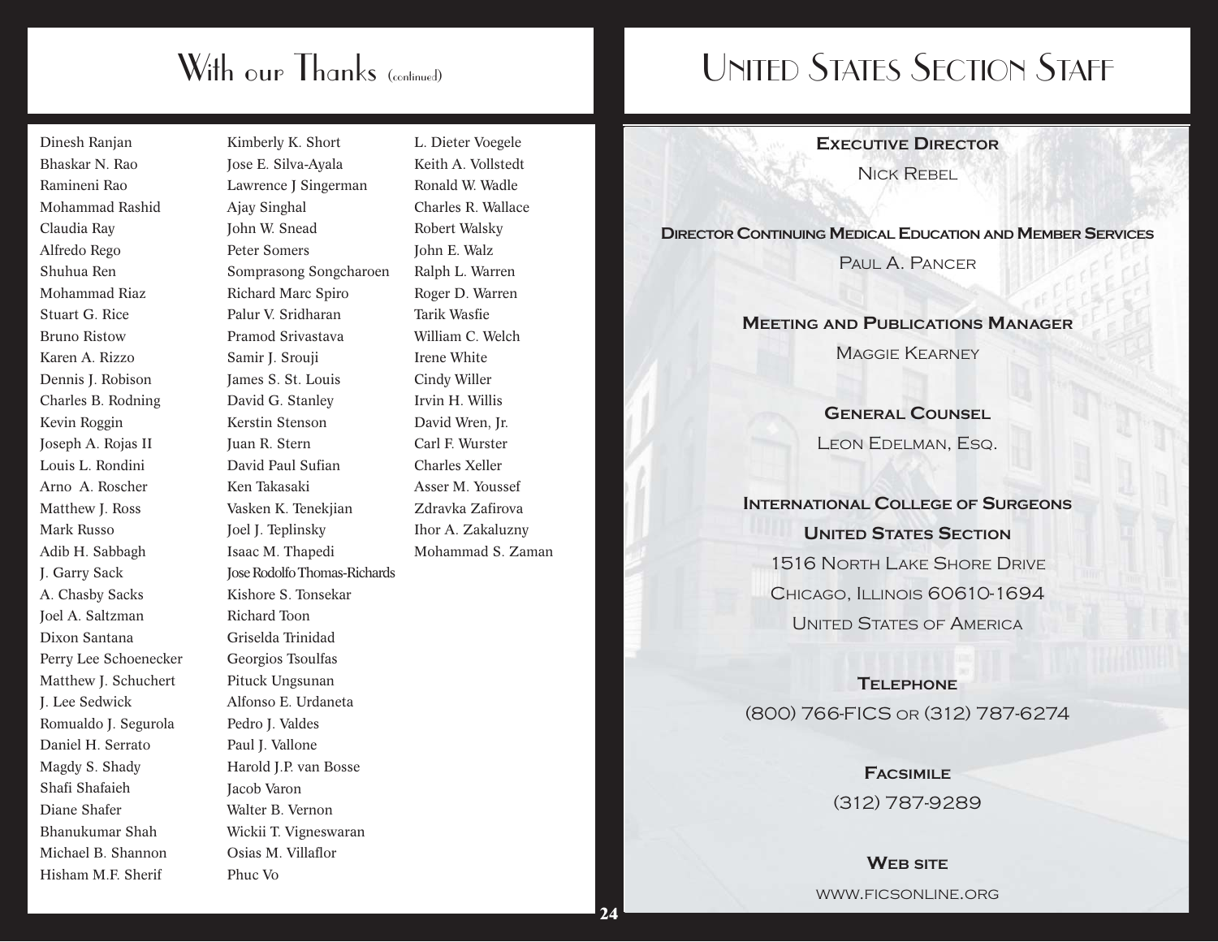# With our Thanks (continued)

Dinesh Ranjan
Bhaskar N. Rao
Ramineni Rao
Mohammad Rashid
Claudia Ray
Alfredo Rego
Shuhua Ren
Mohammad Riaz
Stuart G. Rice
Bruno Ristow
Karen A. Rizzo
Dennis J. Robison
Charles B. Rodning
Kevin Roggin
Joseph A. Rojas II
Louis L. Rondini
Arno A. Roscher
Matthew J. Ross
Mark Russo
Adib H. Sabbagh
J. Garry Sack
A. Chasby Sacks
Joel A. Saltzman
Dixon Santana
Perry Lee Schoenecker
Matthew J. Schuchert
J. Lee Sedwick
Romualdo J. Segurola
Daniel H. Serrato
Magdy S. Shady
Shafi Shafaieh
Diane Shafer
Bhanukumar Shah
Michael B. Shannon
Hisham M.F. Sherif
Kimberly K. Short
Jose E. Silva-Ayala
Lawrence J Singerman
Ajay Singhal
John W. Snead
Peter Somers
Somprasong Songcharoen
Richard Marc Spiro
Palur V. Sridharan
Pramod Srivastava
Samir J. Srouji
James S. St. Louis
David G. Stanley
Kerstin Stenson
Juan R. Stern
David Paul Sufian
Ken Takasaki
Vasken K. Tenekjian
Joel J. Teplinsky
Isaac M. Thapedi
Jose Rodolfo Thomas-Richards
Kishore S. Tonsekar
Richard Toon
Griselda Trinidad
Georgios Tsoulfas
Pituck Ungsunan
Alfonso E. Urdaneta
Pedro J. Valdes
Paul J. Vallone
Harold J.P. van Bosse
Jacob Varon
Walter B. Vernon
Wickii T. Vigneswaran
Osias M. Villaflor
Phuc Vo
L. Dieter Voegele
Keith A. Vollstedt
Ronald W. Wadle
Charles R. Wallace
Robert Walsky
John E. Walz
Ralph L. Warren
Roger D. Warren
Tarik Wasfie
William C. Welch
Irene White
Cindy Willer
Irvin H. Willis
David Wren, Jr.
Carl F. Wurster
Charles Xeller
Asser M. Youssef
Zdravka Zafirova
Ihor A. Zakaluzny
Mohammad S. Zaman

# United States Section Staff

**Executive Director**
Nick Rebel

**Director Continuing Medical Education and Member Services**
Paul A. Pancer

**Meeting and Publications Manager**
Maggie Kearney

**General Counsel**
Leon Edelman, Esq.

**International College of Surgeons**
**United States Section**
1516 North Lake Shore Drive
Chicago, Illinois 60610-1694
United States of America

**Telephone**
(800) 766-FICS or (312) 787-6274

**Facsimile**
(312) 787-9289

**Web site**
www.ficsonline.org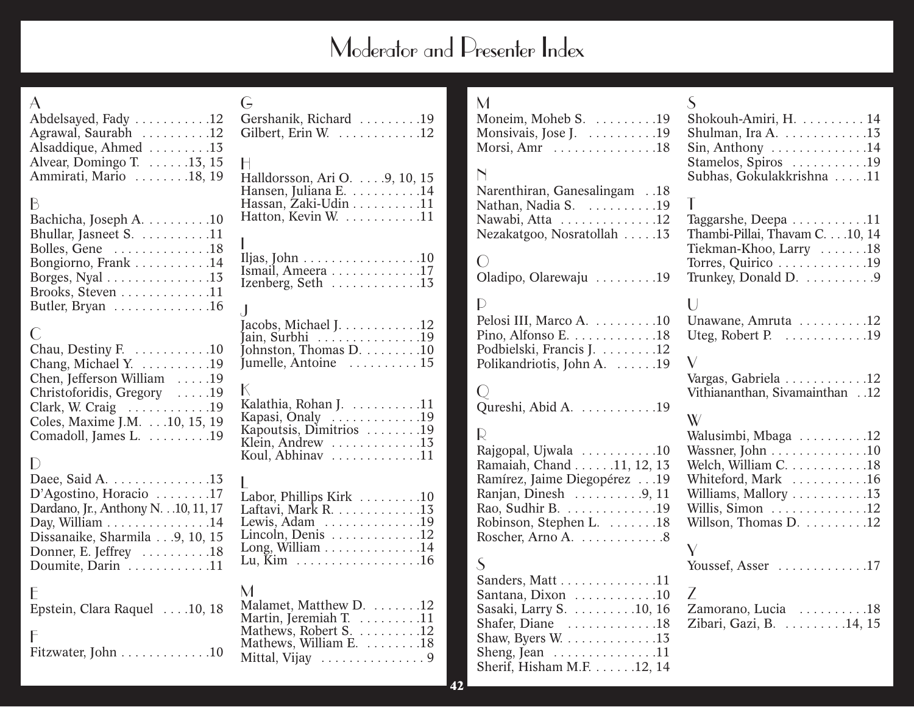# Moderator and Presenter Index

## A

Abdelsayed, Fady . . . . . . . . . . .12
Agrawal, Saurabh . . . . . . . . . .12
Alsaddique, Ahmed . . . . . . . . .13
Alvear, Domingo T. . . . . . .13, 15
Ammirati, Mario . . . . . . . .18, 19

## B

Bachicha, Joseph A. . . . . . . . . .10
Bhullar, Jasneet S. . . . . . . . . .11
Bolles, Gene . . . . . . . . . . . . .18
Bongiorno, Frank . . . . . . . . . . .14
Borges, Nyal . . . . . . . . . . . . . .13
Brooks, Steven . . . . . . . . . . . .11
Butler, Bryan . . . . . . . . . . . . .16

## C

Chau, Destiny F. . . . . . . . . . .10
Chang, Michael Y. . . . . . . . . . .19
Chen, Jefferson William . . . . .19
Christoforidis, Gregory . . . . .19
Clark, W. Craig . . . . . . . . . . .19
Coles, Maxime J.M. . . .10, 15, 19
Comadoll, James L. . . . . . . . .19

## D

Daee, Said A. . . . . . . . . . . . . .13
D'Agostino, Horacio . . . . . . . .17
Dardano, Jr., Anthony N. . .10, 11, 17
Day, William . . . . . . . . . . . . . .14
Dissanaike, Sharmila . . .9, 10, 15
Donner, E. Jeffrey . . . . . . . . .18
Doumite, Darin . . . . . . . . . . .11

## E

Epstein, Clara Raquel . . . .10, 18

## F

Fitzwater, John . . . . . . . . . . . .10

## G

Gershanik, Richard . . . . . . . . .19
Gilbert, Erin W. . . . . . . . . . . .12

## H

Halldorsson, Ari O. . . . .9, 10, 15
Hansen, Juliana E. . . . . . . . . .14
Hassan, Zaki-Udin . . . . . . . . . .11
Hatton, Kevin W. . . . . . . . . . .11

## I

Iljas, John . . . . . . . . . . . . . . . .10
Ismail, Ameera . . . . . . . . . . . .17
Izenberg, Seth . . . . . . . . . . . .13

## J

Jacobs, Michael J. . . . . . . . . . .12
Jain, Surbhi . . . . . . . . . . . . . .19
Johnston, Thomas D. . . . . . . .10
Jumelle, Antoine . . . . . . . . . . 15

## K

Kalathia, Rohan J. . . . . . . . . .11
Kapasi, Onaly . . . . . . . . . . . .19
Kapoutsis, Dimitrios . . . . . . .19
Klein, Andrew . . . . . . . . . . . .13
Koul, Abhinav . . . . . . . . . . . .11

## L

Labor, Phillips Kirk . . . . . . . . .10
Laftavi, Mark R. . . . . . . . . . . .13
Lewis, Adam . . . . . . . . . . . . .19
Lincoln, Denis . . . . . . . . . . . .12
Long, William . . . . . . . . . . . . .14
Lu, Kim . . . . . . . . . . . . . . . . .16

## M

Malamet, Matthew D. . . . . . . .12
Martin, Jeremiah T. . . . . . . . .11
Mathews, Robert S. . . . . . . . .12
Mathews, William E. . . . . . . .18
Mittal, Vijay . . . . . . . . . . . . . . 9
Moneim, Moheb S. . . . . . . . . .19
Monsivais, Jose J. . . . . . . . . .19
Morsi, Amr . . . . . . . . . . . . . .18

## N

Narenthiran, Ganesalingam . .18
Nathan, Nadia S. . . . . . . . . . .19
Nawabi, Atta . . . . . . . . . . . . .12
Nezakatgoo, Nosratollah . . . . .13

## O

Oladipo, Olarewaju . . . . . . . . .19

## P

Pelosi III, Marco A. . . . . . . . . .10
Pino, Alfonso E. . . . . . . . . . . .18
Podbielski, Francis J. . . . . . . .12
Polikandriotis, John A. . . . . .19

## Q

Qureshi, Abid A. . . . . . . . . . .19

## R

Rajgopal, Ujwala . . . . . . . . . .10
Ramaiah, Chand . . . . . .11, 12, 13
Ramírez, Jaime Diegopérez . . .19
Ranjan, Dinesh . . . . . . . . . .9, 11
Rao, Sudhir B. . . . . . . . . . . . .19
Robinson, Stephen L. . . . . . . .18
Roscher, Arno A. . . . . . . . . . . .8

## S

Sanders, Matt . . . . . . . . . . . . .11
Santana, Dixon . . . . . . . . . . .10
Sasaki, Larry S. . . . . . . . . .10, 16
Shafer, Diane . . . . . . . . . . . .18
Shaw, Byers W. . . . . . . . . . . . .13
Sheng, Jean . . . . . . . . . . . . . .11
Sherif, Hisham M.F. . . . . . .12, 14
Shokouh-Amiri, H. . . . . . . . . . 14
Shulman, Ira A. . . . . . . . . . . .13
Sin, Anthony . . . . . . . . . . . . .14
Stamelos, Spiros . . . . . . . . . .19
Subhas, Gokulakkrishna . . . . .11

## T

Taggarshe, Deepa . . . . . . . . . .11
Thambi-Pillai, Thavam C. . . .10, 14
Tiekman-Khoo, Larry . . . . . . .18
Torres, Quirico . . . . . . . . . . . .19
Trunkey, Donald D. . . . . . . . . .9

## U

Unawane, Amruta . . . . . . . . . .12
Uteg, Robert P. . . . . . . . . . . .19

## V

Vargas, Gabriela . . . . . . . . . . .12
Vithiananthan, Sivamainthan . .12

## W

Walusimbi, Mbaga . . . . . . . . . .12
Wassner, John . . . . . . . . . . . . .10
Welch, William C. . . . . . . . . . .18
Whiteford, Mark . . . . . . . . . .16
Williams, Mallory . . . . . . . . . .13
Willis, Simon . . . . . . . . . . . . .12
Willson, Thomas D. . . . . . . . .12

## Y

Youssef, Asser . . . . . . . . . . . .17

## Z

Zamorano, Lucia . . . . . . . . . .18
Zibari, Gazi, B. . . . . . . . . .14, 15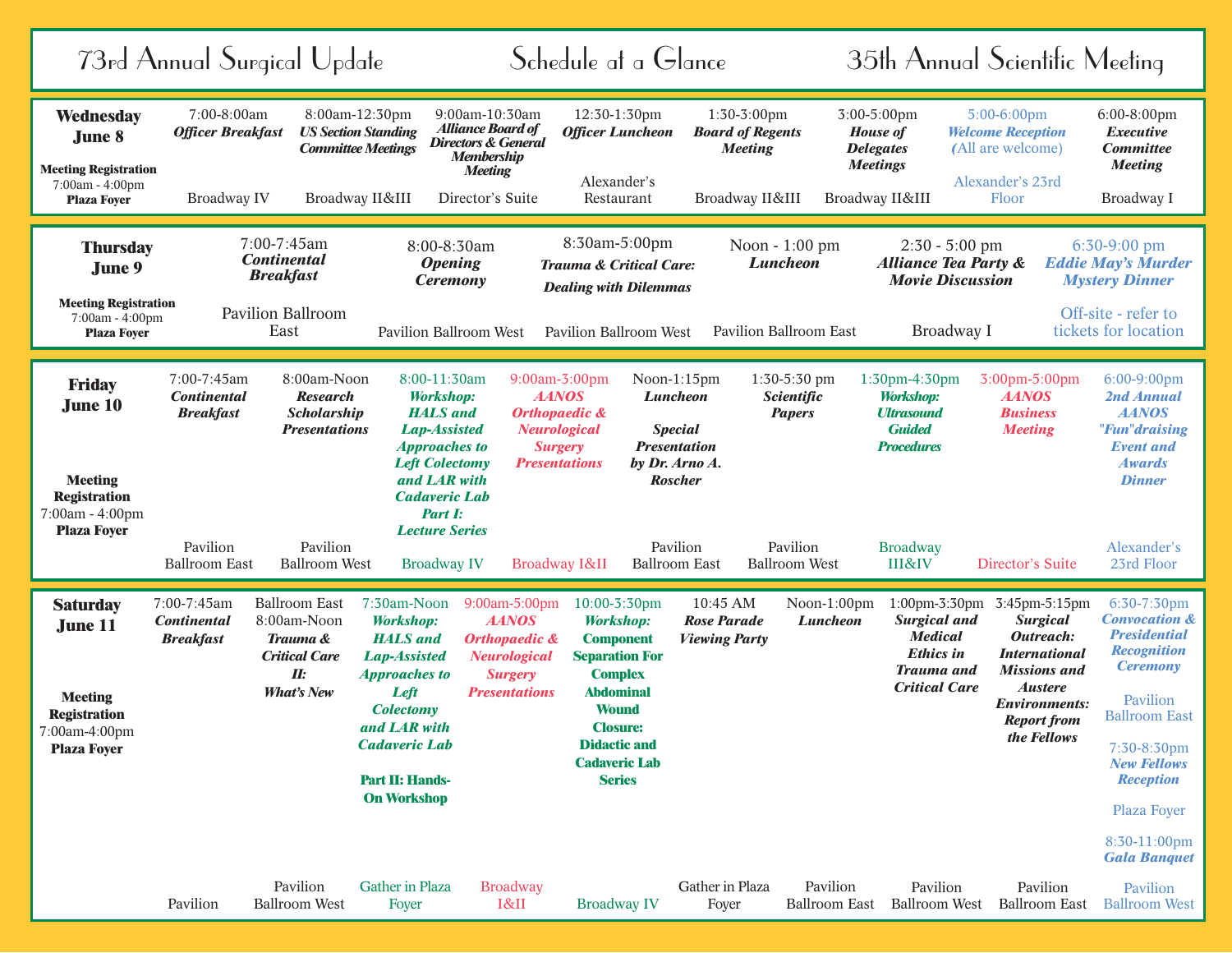# 73rd Annual Surgical Update — Schedule at a Glance — 35th Annual Scientific Meeting

## Wednesday June 8

**Meeting Registration** 7:00am - 4:00pm **Plaza Foyer**

| Time | Event | Location |
|---|---|---|
| 7:00-8:00am | *Officer Breakfast* | Broadway IV |
| 8:00am-12:30pm | *US Section Standing Committee Meetings* | Broadway II&III |
| 9:00am-10:30am | *Alliance Board of Directors & General Membership Meeting* | Director's Suite |
| 12:30-1:30pm | *Officer Luncheon* | Alexander's Restaurant |
| 1:30-3:00pm | *Board of Regents Meeting* | Broadway II&III |
| 3:00-5:00pm | *House of Delegates Meetings* | Broadway II&III |
| 5:00-6:00pm | *Welcome Reception* (All are welcome) | Alexander's 23rd Floor |
| 6:00-8:00pm | *Executive Committee Meeting* | Broadway I |

## Thursday June 9

**Meeting Registration** 7:00am - 4:00pm **Plaza Foyer**

| Time | Event | Location |
|---|---|---|
| 7:00-7:45am | *Continental Breakfast* | Pavilion Ballroom East |
| 8:00-8:30am | *Opening Ceremony* | Pavilion Ballroom West |
| 8:30am-5:00pm | *Trauma & Critical Care: Dealing with Dilemmas* | Pavilion Ballroom West |
| Noon - 1:00 pm | *Luncheon* | Pavilion Ballroom East |
| 2:30 - 5:00 pm | *Alliance Tea Party & Movie Discussion* | Broadway I |
| 6:30-9:00 pm | *Eddie May's Murder Mystery Dinner* | Off-site - refer to tickets for location |

## Friday June 10

**Meeting Registration** 7:00am - 4:00pm **Plaza Foyer**

| Time | Event | Location |
|---|---|---|
| 7:00-7:45am | *Continental Breakfast* | Pavilion Ballroom East |
| 8:00am-Noon | *Research Scholarship Presentations* | Pavilion Ballroom West |
| 8:00-11:30am | *Workshop: HALS and Lap-Assisted Approaches to Left Colectomy and LAR with Cadaveric Lab Part I: Lecture Series* | Broadway IV |
| 9:00am-3:00pm | *AANOS Orthopaedic & Neurological Surgery Presentations* | Broadway I&II |
| Noon-1:15pm | *Luncheon* *Special Presentation by Dr. Arno A. Roscher* | Pavilion Ballroom East |
| 1:30-5:30 pm | *Scientific Papers* | Pavilion Ballroom West |
| 1:30pm-4:30pm | *Workshop: Ultrasound Guided Procedures* | Broadway III&IV |
| 3:00pm-5:00pm | *AANOS Business Meeting* | Director's Suite |
| 6:00-9:00pm | *2nd Annual AANOS "Fun"draising Event and Awards Dinner* | Alexander's 23rd Floor |

## Saturday June 11

**Meeting Registration** 7:00am-4:00pm **Plaza Foyer**

| Time | Event | Location |
|---|---|---|
| 7:00-7:45am | *Continental Breakfast* | Pavilion |
| Ballroom East 8:00am-Noon | *Trauma & Critical Care II: What's New* | Pavilion Ballroom West |
| 7:30am-Noon | *Workshop: HALS and Lap-Assisted Approaches to Left Colectomy and LAR with Cadaveric Lab* Part II: Hands-On Workshop | Gather in Plaza Foyer |
| 9:00am-5:00pm | *AANOS Orthopaedic & Neurological Surgery Presentations* | Broadway I&II |
| 10:00-3:30pm | *Workshop: Component Separation For Complex Abdominal Wound Closure: Didactic and Cadaveric Lab Series* | Broadway IV |
| 10:45 AM | *Rose Parade Viewing Party* | Gather in Plaza Foyer |
| Noon-1:00pm | *Luncheon* | Pavilion Ballroom East |
| 1:00pm-3:30pm | *Surgical and Medical Ethics in Trauma and Critical Care* | Pavilion Ballroom West |
| 3:45pm-5:15pm | *Surgical Outreach: International Missions and Austere Environments: Report from the Fellows* | Pavilion Ballroom East |
| 6:30-7:30pm | *Convocation & Presidential Recognition Ceremony* | Pavilion Ballroom East |
| 7:30-8:30pm | *New Fellows Reception* | Plaza Foyer |
| 8:30-11:00pm | *Gala Banquet* | Pavilion Ballroom West |